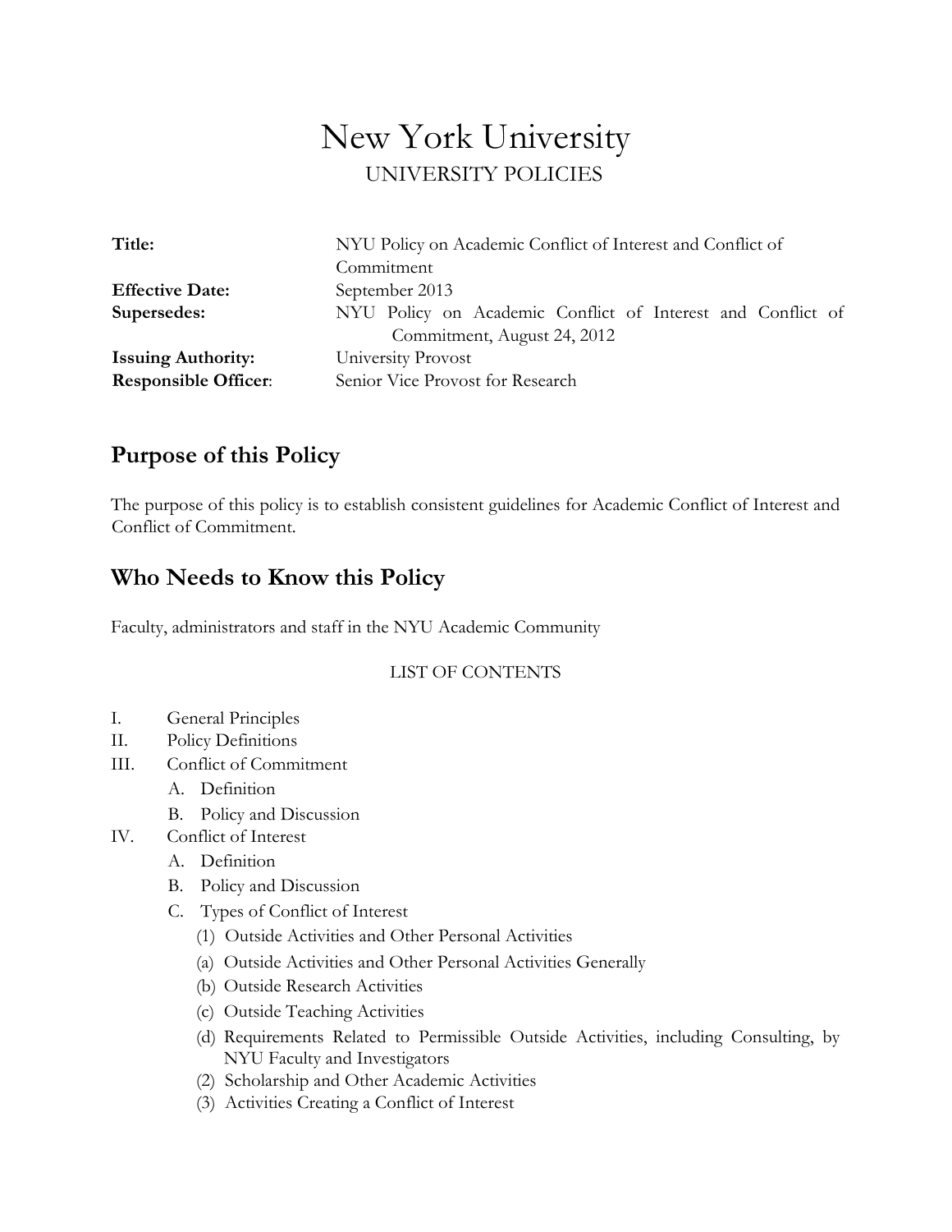# New York University

UNIVERSITY POLICIES

| | |
|---|---|
| **Title:** | NYU Policy on Academic Conflict of Interest and Conflict of Commitment |
| **Effective Date:** | September 2013 |
| **Supersedes:** | NYU Policy on Academic Conflict of Interest and Conflict of Commitment, August 24, 2012 |
| **Issuing Authority:** | University Provost |
| **Responsible Officer**: | Senior Vice Provost for Research |

## Purpose of this Policy

The purpose of this policy is to establish consistent guidelines for Academic Conflict of Interest and Conflict of Commitment.

## Who Needs to Know this Policy

Faculty, administrators and staff in the NYU Academic Community

LIST OF CONTENTS

- I. General Principles
- II. Policy Definitions
- III. Conflict of Commitment
  - A. Definition
  - B. Policy and Discussion
- IV. Conflict of Interest
  - A. Definition
  - B. Policy and Discussion
  - C. Types of Conflict of Interest
    - (1) Outside Activities and Other Personal Activities
    - (a) Outside Activities and Other Personal Activities Generally
    - (b) Outside Research Activities
    - (c) Outside Teaching Activities
    - (d) Requirements Related to Permissible Outside Activities, including Consulting, by NYU Faculty and Investigators
    - (2) Scholarship and Other Academic Activities
    - (3) Activities Creating a Conflict of Interest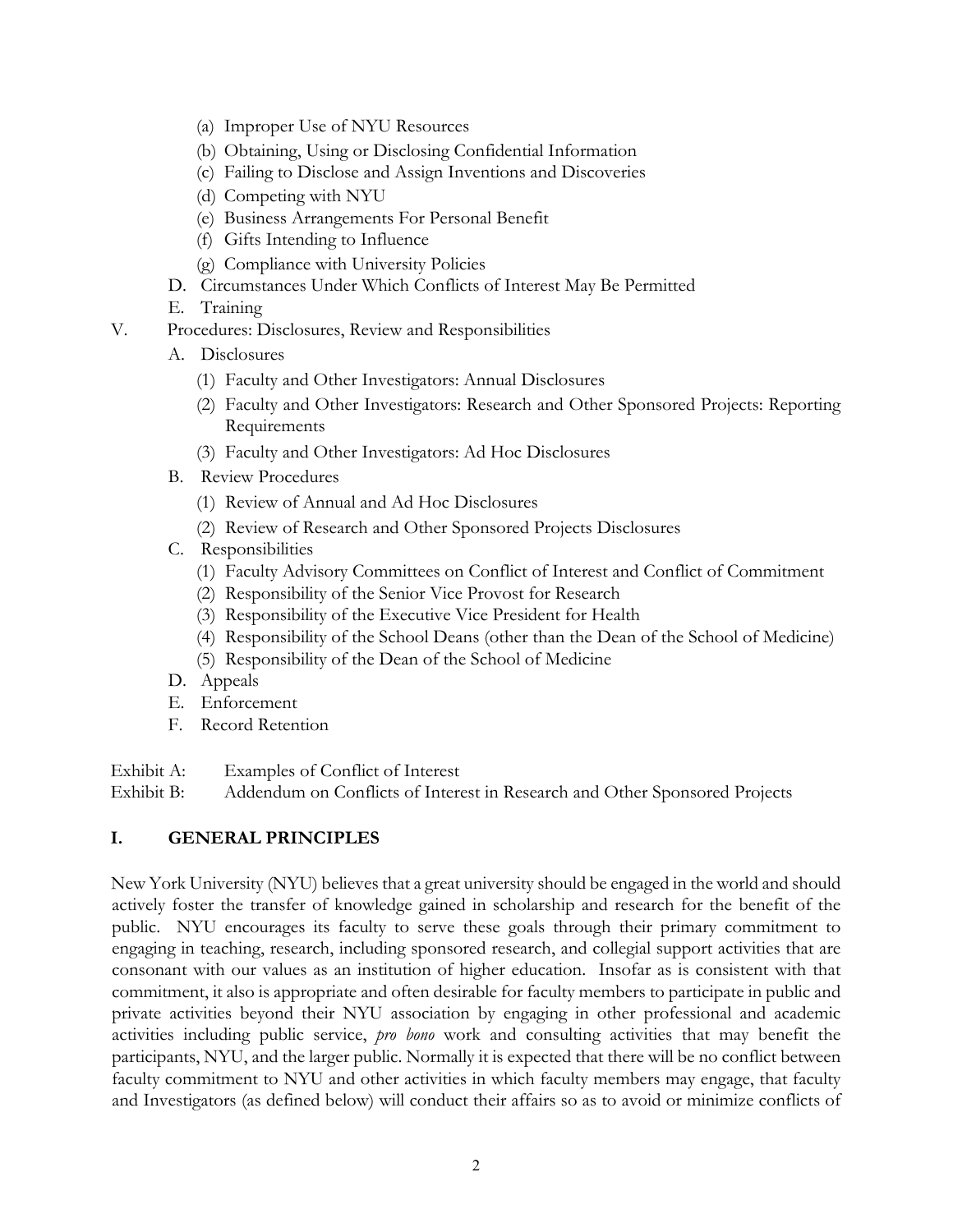- (a) Improper Use of NYU Resources
   - (b) Obtaining, Using or Disclosing Confidential Information
   - (c) Failing to Disclose and Assign Inventions and Discoveries
   - (d) Competing with NYU
   - (e) Business Arrangements For Personal Benefit
   - (f) Gifts Intending to Influence
   - (g) Compliance with University Policies
- D. Circumstances Under Which Conflicts of Interest May Be Permitted
- E. Training

V. Procedures: Disclosures, Review and Responsibilities

- A. Disclosures
   - (1) Faculty and Other Investigators: Annual Disclosures
   - (2) Faculty and Other Investigators: Research and Other Sponsored Projects: Reporting Requirements
   - (3) Faculty and Other Investigators: Ad Hoc Disclosures
- B. Review Procedures
   - (1) Review of Annual and Ad Hoc Disclosures
   - (2) Review of Research and Other Sponsored Projects Disclosures
- C. Responsibilities
   - (1) Faculty Advisory Committees on Conflict of Interest and Conflict of Commitment
   - (2) Responsibility of the Senior Vice Provost for Research
   - (3) Responsibility of the Executive Vice President for Health
   - (4) Responsibility of the School Deans (other than the Dean of the School of Medicine)
   - (5) Responsibility of the Dean of the School of Medicine
- D. Appeals
- E. Enforcement
- F. Record Retention

Exhibit A: Examples of Conflict of Interest

Exhibit B: Addendum on Conflicts of Interest in Research and Other Sponsored Projects

## I. GENERAL PRINCIPLES

New York University (NYU) believes that a great university should be engaged in the world and should actively foster the transfer of knowledge gained in scholarship and research for the benefit of the public. NYU encourages its faculty to serve these goals through their primary commitment to engaging in teaching, research, including sponsored research, and collegial support activities that are consonant with our values as an institution of higher education. Insofar as is consistent with that commitment, it also is appropriate and often desirable for faculty members to participate in public and private activities beyond their NYU association by engaging in other professional and academic activities including public service, *pro bono* work and consulting activities that may benefit the participants, NYU, and the larger public. Normally it is expected that there will be no conflict between faculty commitment to NYU and other activities in which faculty members may engage, that faculty and Investigators (as defined below) will conduct their affairs so as to avoid or minimize conflicts of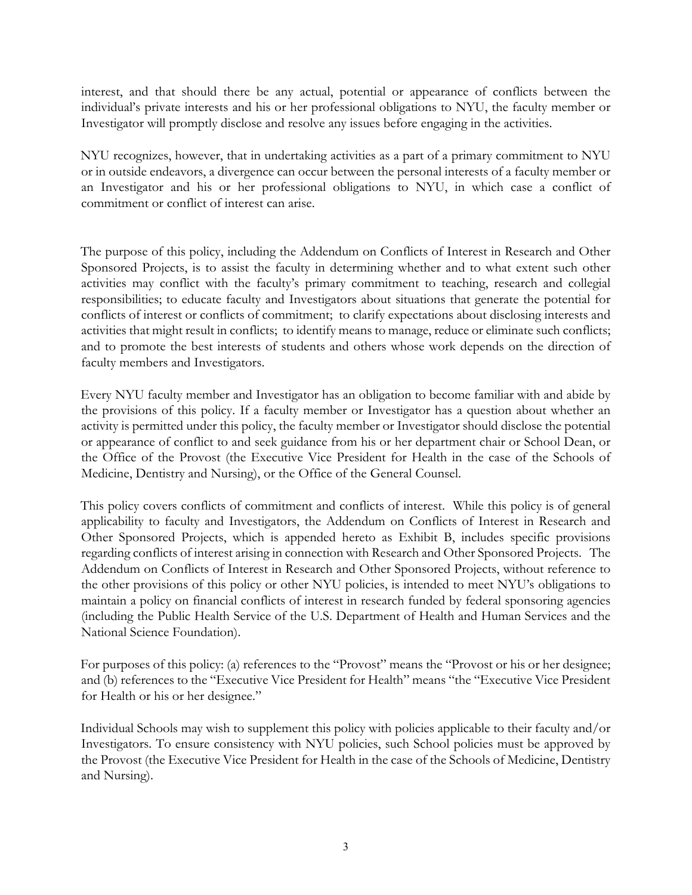interest, and that should there be any actual, potential or appearance of conflicts between the individual's private interests and his or her professional obligations to NYU, the faculty member or Investigator will promptly disclose and resolve any issues before engaging in the activities.

NYU recognizes, however, that in undertaking activities as a part of a primary commitment to NYU or in outside endeavors, a divergence can occur between the personal interests of a faculty member or an Investigator and his or her professional obligations to NYU, in which case a conflict of commitment or conflict of interest can arise.

The purpose of this policy, including the Addendum on Conflicts of Interest in Research and Other Sponsored Projects, is to assist the faculty in determining whether and to what extent such other activities may conflict with the faculty's primary commitment to teaching, research and collegial responsibilities; to educate faculty and Investigators about situations that generate the potential for conflicts of interest or conflicts of commitment; to clarify expectations about disclosing interests and activities that might result in conflicts; to identify means to manage, reduce or eliminate such conflicts; and to promote the best interests of students and others whose work depends on the direction of faculty members and Investigators.

Every NYU faculty member and Investigator has an obligation to become familiar with and abide by the provisions of this policy. If a faculty member or Investigator has a question about whether an activity is permitted under this policy, the faculty member or Investigator should disclose the potential or appearance of conflict to and seek guidance from his or her department chair or School Dean, or the Office of the Provost (the Executive Vice President for Health in the case of the Schools of Medicine, Dentistry and Nursing), or the Office of the General Counsel.

This policy covers conflicts of commitment and conflicts of interest. While this policy is of general applicability to faculty and Investigators, the Addendum on Conflicts of Interest in Research and Other Sponsored Projects, which is appended hereto as Exhibit B, includes specific provisions regarding conflicts of interest arising in connection with Research and Other Sponsored Projects. The Addendum on Conflicts of Interest in Research and Other Sponsored Projects, without reference to the other provisions of this policy or other NYU policies, is intended to meet NYU's obligations to maintain a policy on financial conflicts of interest in research funded by federal sponsoring agencies (including the Public Health Service of the U.S. Department of Health and Human Services and the National Science Foundation).

For purposes of this policy: (a) references to the "Provost" means the "Provost or his or her designee; and (b) references to the "Executive Vice President for Health" means "the "Executive Vice President for Health or his or her designee."

Individual Schools may wish to supplement this policy with policies applicable to their faculty and/or Investigators. To ensure consistency with NYU policies, such School policies must be approved by the Provost (the Executive Vice President for Health in the case of the Schools of Medicine, Dentistry and Nursing).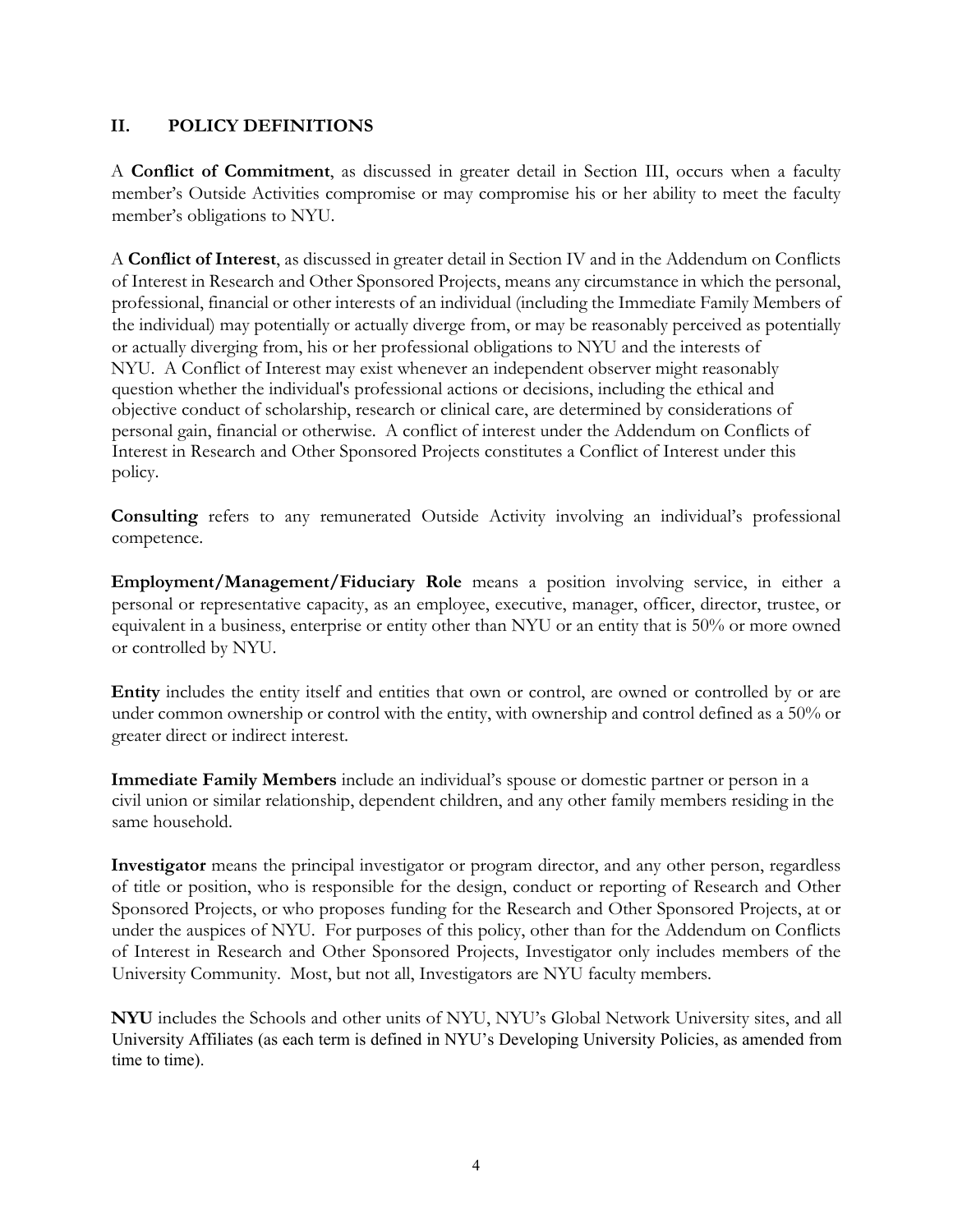## II. POLICY DEFINITIONS

A **Conflict of Commitment**, as discussed in greater detail in Section III, occurs when a faculty member's Outside Activities compromise or may compromise his or her ability to meet the faculty member's obligations to NYU.

A **Conflict of Interest**, as discussed in greater detail in Section IV and in the Addendum on Conflicts of Interest in Research and Other Sponsored Projects, means any circumstance in which the personal, professional, financial or other interests of an individual (including the Immediate Family Members of the individual) may potentially or actually diverge from, or may be reasonably perceived as potentially or actually diverging from, his or her professional obligations to NYU and the interests of NYU. A Conflict of Interest may exist whenever an independent observer might reasonably question whether the individual's professional actions or decisions, including the ethical and objective conduct of scholarship, research or clinical care, are determined by considerations of personal gain, financial or otherwise. A conflict of interest under the Addendum on Conflicts of Interest in Research and Other Sponsored Projects constitutes a Conflict of Interest under this policy.

**Consulting** refers to any remunerated Outside Activity involving an individual's professional competence.

**Employment/Management/Fiduciary Role** means a position involving service, in either a personal or representative capacity, as an employee, executive, manager, officer, director, trustee, or equivalent in a business, enterprise or entity other than NYU or an entity that is 50% or more owned or controlled by NYU.

**Entity** includes the entity itself and entities that own or control, are owned or controlled by or are under common ownership or control with the entity, with ownership and control defined as a 50% or greater direct or indirect interest.

**Immediate Family Members** include an individual's spouse or domestic partner or person in a civil union or similar relationship, dependent children, and any other family members residing in the same household.

**Investigator** means the principal investigator or program director, and any other person, regardless of title or position, who is responsible for the design, conduct or reporting of Research and Other Sponsored Projects, or who proposes funding for the Research and Other Sponsored Projects, at or under the auspices of NYU. For purposes of this policy, other than for the Addendum on Conflicts of Interest in Research and Other Sponsored Projects, Investigator only includes members of the University Community. Most, but not all, Investigators are NYU faculty members.

**NYU** includes the Schools and other units of NYU, NYU's Global Network University sites, and all University Affiliates (as each term is defined in NYU's Developing University Policies, as amended from time to time).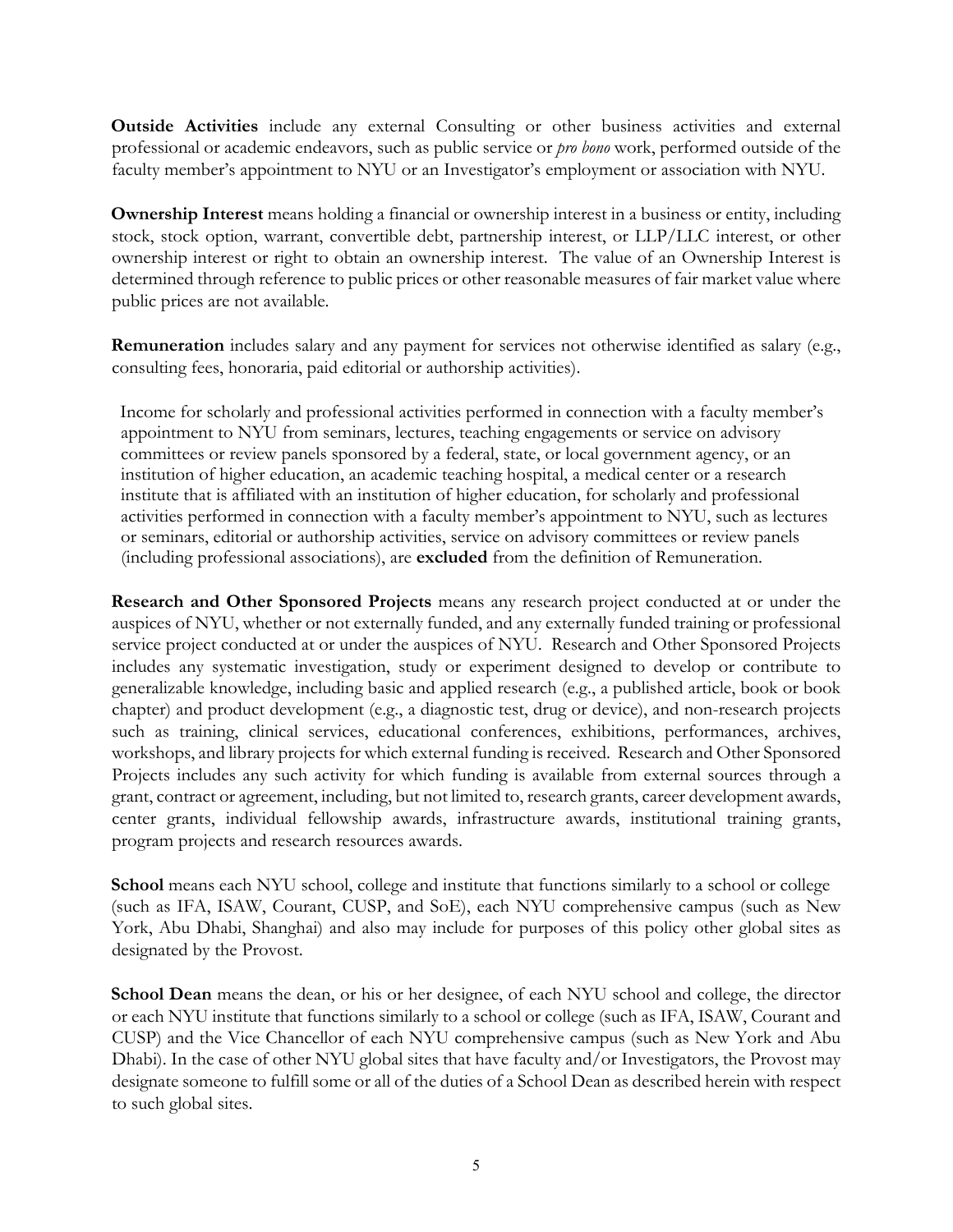**Outside Activities** include any external Consulting or other business activities and external professional or academic endeavors, such as public service or *pro bono* work, performed outside of the faculty member's appointment to NYU or an Investigator's employment or association with NYU.

**Ownership Interest** means holding a financial or ownership interest in a business or entity, including stock, stock option, warrant, convertible debt, partnership interest, or LLP/LLC interest, or other ownership interest or right to obtain an ownership interest. The value of an Ownership Interest is determined through reference to public prices or other reasonable measures of fair market value where public prices are not available.

**Remuneration** includes salary and any payment for services not otherwise identified as salary (e.g., consulting fees, honoraria, paid editorial or authorship activities).

Income for scholarly and professional activities performed in connection with a faculty member's appointment to NYU from seminars, lectures, teaching engagements or service on advisory committees or review panels sponsored by a federal, state, or local government agency, or an institution of higher education, an academic teaching hospital, a medical center or a research institute that is affiliated with an institution of higher education, for scholarly and professional activities performed in connection with a faculty member's appointment to NYU, such as lectures or seminars, editorial or authorship activities, service on advisory committees or review panels (including professional associations), are **excluded** from the definition of Remuneration.

**Research and Other Sponsored Projects** means any research project conducted at or under the auspices of NYU, whether or not externally funded, and any externally funded training or professional service project conducted at or under the auspices of NYU. Research and Other Sponsored Projects includes any systematic investigation, study or experiment designed to develop or contribute to generalizable knowledge, including basic and applied research (e.g., a published article, book or book chapter) and product development (e.g., a diagnostic test, drug or device), and non-research projects such as training, clinical services, educational conferences, exhibitions, performances, archives, workshops, and library projects for which external funding is received. Research and Other Sponsored Projects includes any such activity for which funding is available from external sources through a grant, contract or agreement, including, but not limited to, research grants, career development awards, center grants, individual fellowship awards, infrastructure awards, institutional training grants, program projects and research resources awards.

**School** means each NYU school, college and institute that functions similarly to a school or college (such as IFA, ISAW, Courant, CUSP, and SoE), each NYU comprehensive campus (such as New York, Abu Dhabi, Shanghai) and also may include for purposes of this policy other global sites as designated by the Provost.

**School Dean** means the dean, or his or her designee, of each NYU school and college, the director or each NYU institute that functions similarly to a school or college (such as IFA, ISAW, Courant and CUSP) and the Vice Chancellor of each NYU comprehensive campus (such as New York and Abu Dhabi). In the case of other NYU global sites that have faculty and/or Investigators, the Provost may designate someone to fulfill some or all of the duties of a School Dean as described herein with respect to such global sites.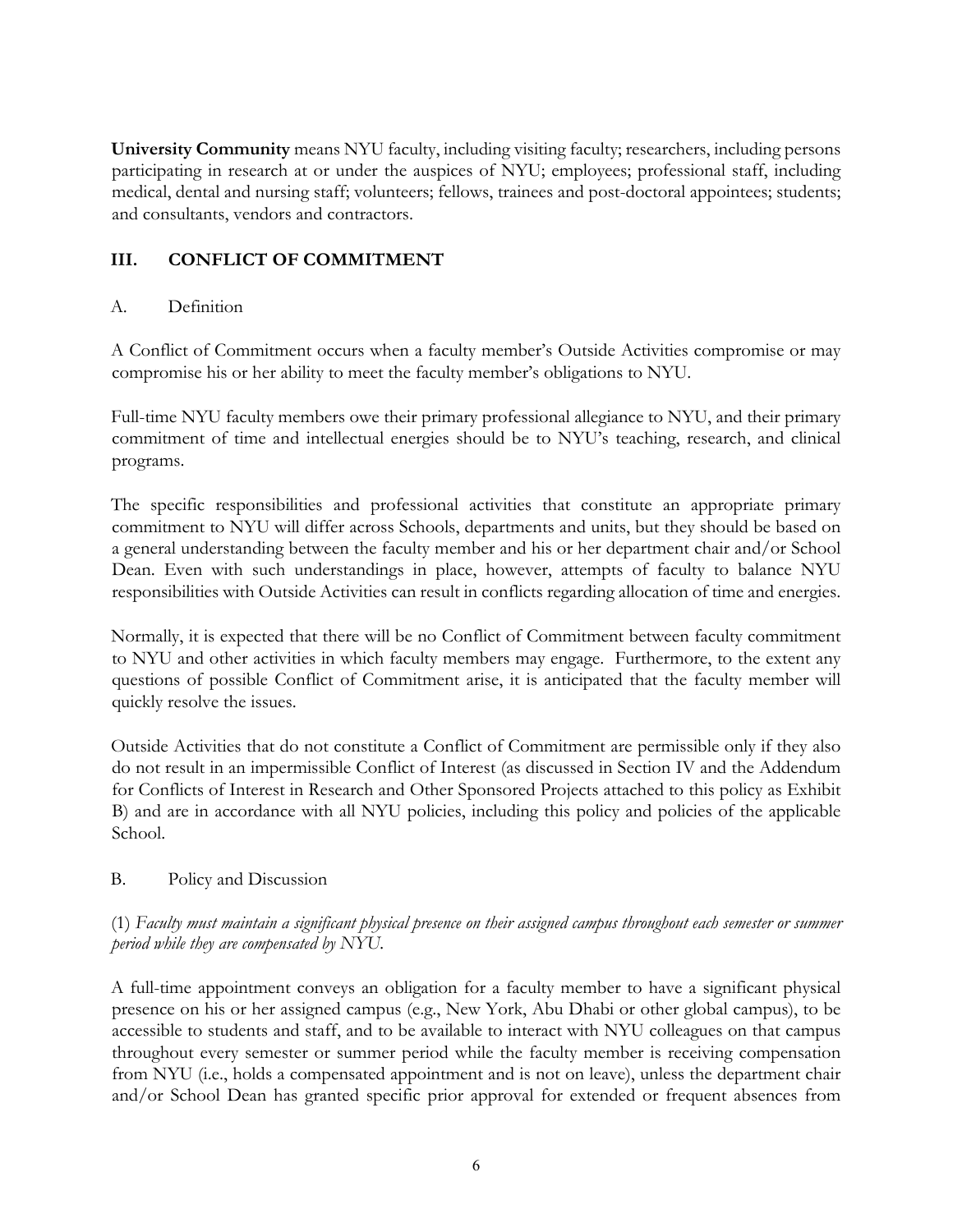**University Community** means NYU faculty, including visiting faculty; researchers, including persons participating in research at or under the auspices of NYU; employees; professional staff, including medical, dental and nursing staff; volunteers; fellows, trainees and post-doctoral appointees; students; and consultants, vendors and contractors.

## III. CONFLICT OF COMMITMENT

### A. Definition

A Conflict of Commitment occurs when a faculty member's Outside Activities compromise or may compromise his or her ability to meet the faculty member's obligations to NYU.

Full-time NYU faculty members owe their primary professional allegiance to NYU, and their primary commitment of time and intellectual energies should be to NYU's teaching, research, and clinical programs.

The specific responsibilities and professional activities that constitute an appropriate primary commitment to NYU will differ across Schools, departments and units, but they should be based on a general understanding between the faculty member and his or her department chair and/or School Dean. Even with such understandings in place, however, attempts of faculty to balance NYU responsibilities with Outside Activities can result in conflicts regarding allocation of time and energies.

Normally, it is expected that there will be no Conflict of Commitment between faculty commitment to NYU and other activities in which faculty members may engage. Furthermore, to the extent any questions of possible Conflict of Commitment arise, it is anticipated that the faculty member will quickly resolve the issues.

Outside Activities that do not constitute a Conflict of Commitment are permissible only if they also do not result in an impermissible Conflict of Interest (as discussed in Section IV and the Addendum for Conflicts of Interest in Research and Other Sponsored Projects attached to this policy as Exhibit B) and are in accordance with all NYU policies, including this policy and policies of the applicable School.

### B. Policy and Discussion

(1) *Faculty must maintain a significant physical presence on their assigned campus throughout each semester or summer period while they are compensated by NYU.*

A full-time appointment conveys an obligation for a faculty member to have a significant physical presence on his or her assigned campus (e.g., New York, Abu Dhabi or other global campus), to be accessible to students and staff, and to be available to interact with NYU colleagues on that campus throughout every semester or summer period while the faculty member is receiving compensation from NYU (i.e., holds a compensated appointment and is not on leave), unless the department chair and/or School Dean has granted specific prior approval for extended or frequent absences from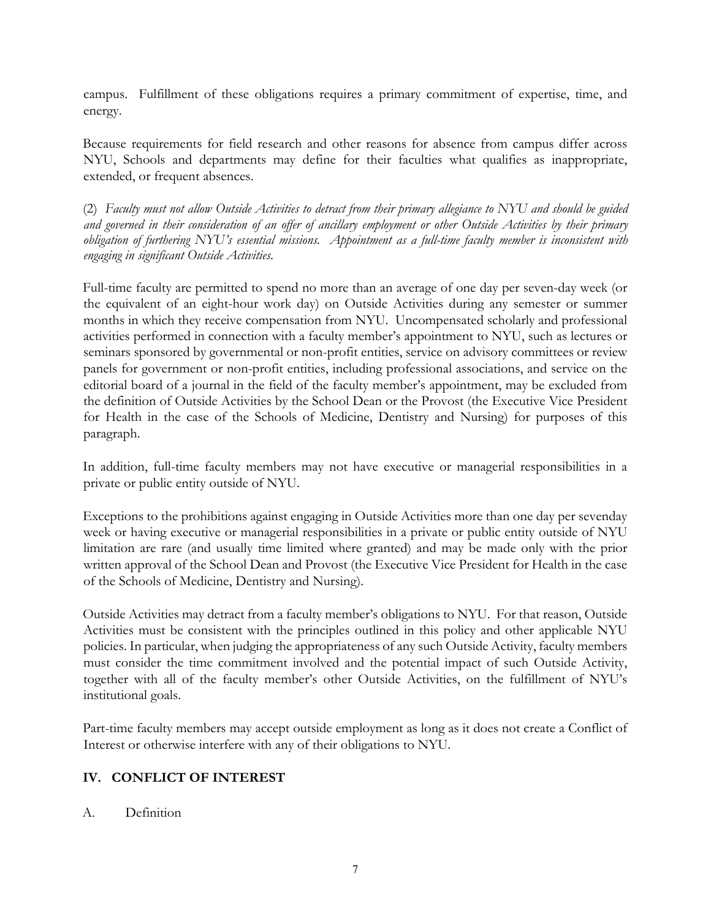campus. Fulfillment of these obligations requires a primary commitment of expertise, time, and energy.

Because requirements for field research and other reasons for absence from campus differ across NYU, Schools and departments may define for their faculties what qualifies as inappropriate, extended, or frequent absences.

(2) *Faculty must not allow Outside Activities to detract from their primary allegiance to NYU and should be guided and governed in their consideration of an offer of ancillary employment or other Outside Activities by their primary obligation of furthering NYU's essential missions. Appointment as a full-time faculty member is inconsistent with engaging in significant Outside Activities.*

Full-time faculty are permitted to spend no more than an average of one day per seven-day week (or the equivalent of an eight-hour work day) on Outside Activities during any semester or summer months in which they receive compensation from NYU. Uncompensated scholarly and professional activities performed in connection with a faculty member's appointment to NYU, such as lectures or seminars sponsored by governmental or non-profit entities, service on advisory committees or review panels for government or non-profit entities, including professional associations, and service on the editorial board of a journal in the field of the faculty member's appointment, may be excluded from the definition of Outside Activities by the School Dean or the Provost (the Executive Vice President for Health in the case of the Schools of Medicine, Dentistry and Nursing) for purposes of this paragraph.

In addition, full-time faculty members may not have executive or managerial responsibilities in a private or public entity outside of NYU.

Exceptions to the prohibitions against engaging in Outside Activities more than one day per sevenday week or having executive or managerial responsibilities in a private or public entity outside of NYU limitation are rare (and usually time limited where granted) and may be made only with the prior written approval of the School Dean and Provost (the Executive Vice President for Health in the case of the Schools of Medicine, Dentistry and Nursing).

Outside Activities may detract from a faculty member's obligations to NYU. For that reason, Outside Activities must be consistent with the principles outlined in this policy and other applicable NYU policies. In particular, when judging the appropriateness of any such Outside Activity, faculty members must consider the time commitment involved and the potential impact of such Outside Activity, together with all of the faculty member's other Outside Activities, on the fulfillment of NYU's institutional goals.

Part-time faculty members may accept outside employment as long as it does not create a Conflict of Interest or otherwise interfere with any of their obligations to NYU.

## IV. CONFLICT OF INTEREST

A. Definition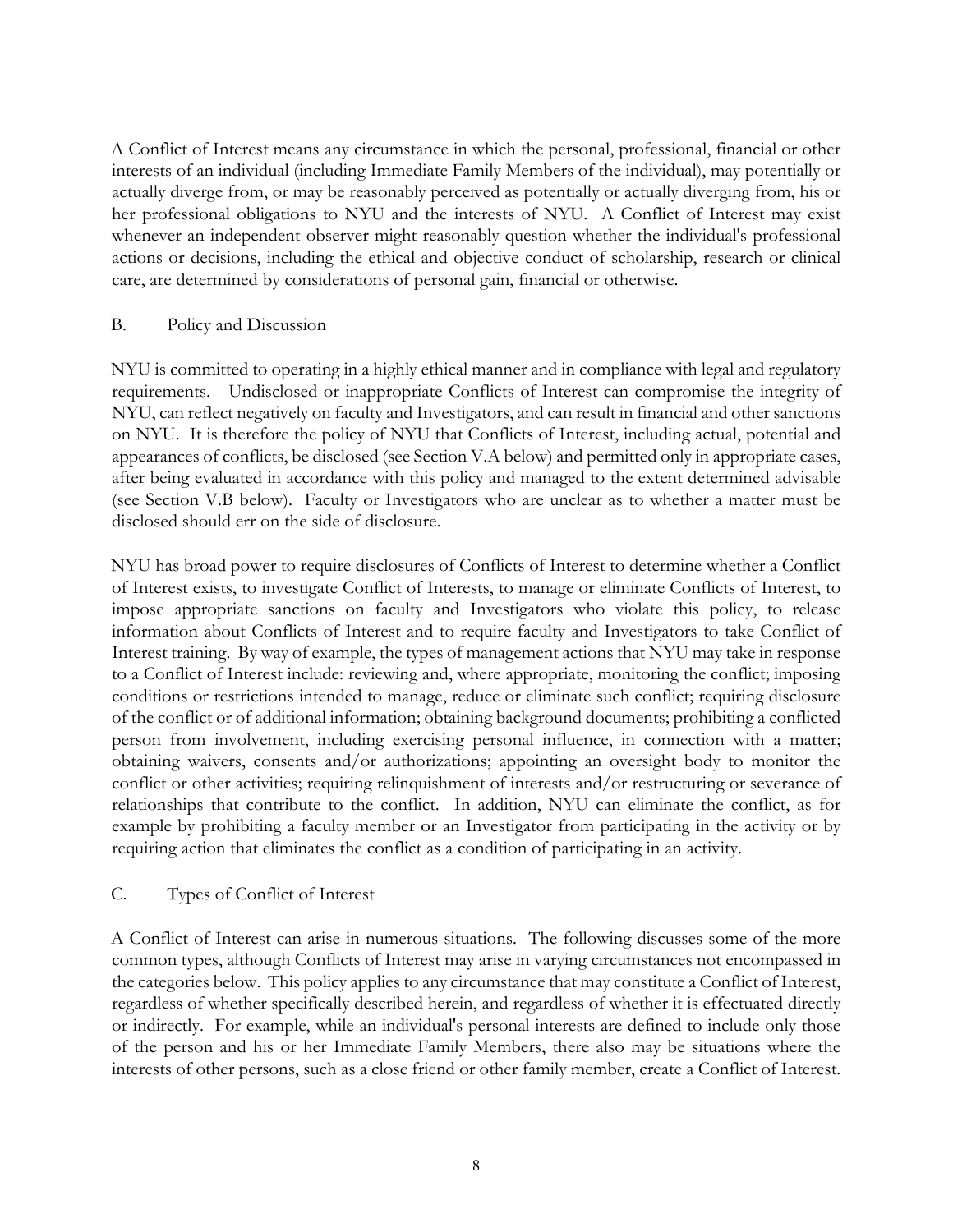A Conflict of Interest means any circumstance in which the personal, professional, financial or other interests of an individual (including Immediate Family Members of the individual), may potentially or actually diverge from, or may be reasonably perceived as potentially or actually diverging from, his or her professional obligations to NYU and the interests of NYU. A Conflict of Interest may exist whenever an independent observer might reasonably question whether the individual's professional actions or decisions, including the ethical and objective conduct of scholarship, research or clinical care, are determined by considerations of personal gain, financial or otherwise.

### B. Policy and Discussion

NYU is committed to operating in a highly ethical manner and in compliance with legal and regulatory requirements. Undisclosed or inappropriate Conflicts of Interest can compromise the integrity of NYU, can reflect negatively on faculty and Investigators, and can result in financial and other sanctions on NYU. It is therefore the policy of NYU that Conflicts of Interest, including actual, potential and appearances of conflicts, be disclosed (see Section V.A below) and permitted only in appropriate cases, after being evaluated in accordance with this policy and managed to the extent determined advisable (see Section V.B below). Faculty or Investigators who are unclear as to whether a matter must be disclosed should err on the side of disclosure.

NYU has broad power to require disclosures of Conflicts of Interest to determine whether a Conflict of Interest exists, to investigate Conflict of Interests, to manage or eliminate Conflicts of Interest, to impose appropriate sanctions on faculty and Investigators who violate this policy, to release information about Conflicts of Interest and to require faculty and Investigators to take Conflict of Interest training. By way of example, the types of management actions that NYU may take in response to a Conflict of Interest include: reviewing and, where appropriate, monitoring the conflict; imposing conditions or restrictions intended to manage, reduce or eliminate such conflict; requiring disclosure of the conflict or of additional information; obtaining background documents; prohibiting a conflicted person from involvement, including exercising personal influence, in connection with a matter; obtaining waivers, consents and/or authorizations; appointing an oversight body to monitor the conflict or other activities; requiring relinquishment of interests and/or restructuring or severance of relationships that contribute to the conflict. In addition, NYU can eliminate the conflict, as for example by prohibiting a faculty member or an Investigator from participating in the activity or by requiring action that eliminates the conflict as a condition of participating in an activity.

### C. Types of Conflict of Interest

A Conflict of Interest can arise in numerous situations. The following discusses some of the more common types, although Conflicts of Interest may arise in varying circumstances not encompassed in the categories below. This policy applies to any circumstance that may constitute a Conflict of Interest, regardless of whether specifically described herein, and regardless of whether it is effectuated directly or indirectly. For example, while an individual's personal interests are defined to include only those of the person and his or her Immediate Family Members, there also may be situations where the interests of other persons, such as a close friend or other family member, create a Conflict of Interest.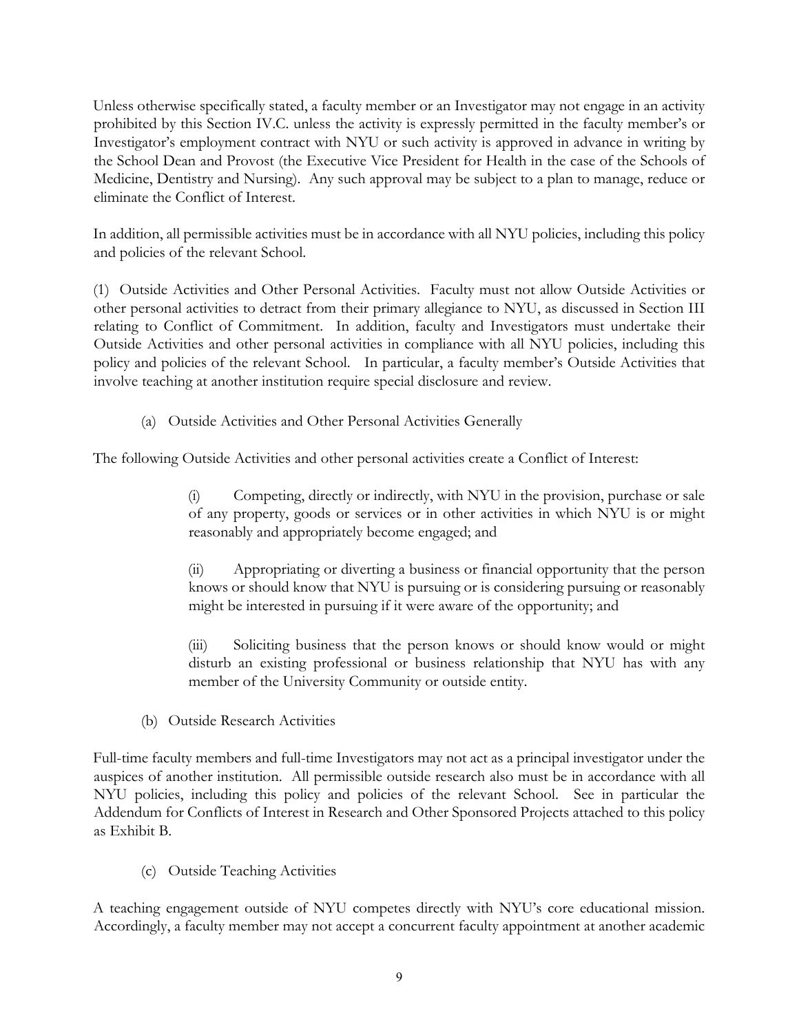Unless otherwise specifically stated, a faculty member or an Investigator may not engage in an activity prohibited by this Section IV.C. unless the activity is expressly permitted in the faculty member's or Investigator's employment contract with NYU or such activity is approved in advance in writing by the School Dean and Provost (the Executive Vice President for Health in the case of the Schools of Medicine, Dentistry and Nursing). Any such approval may be subject to a plan to manage, reduce or eliminate the Conflict of Interest.

In addition, all permissible activities must be in accordance with all NYU policies, including this policy and policies of the relevant School.

(1) Outside Activities and Other Personal Activities. Faculty must not allow Outside Activities or other personal activities to detract from their primary allegiance to NYU, as discussed in Section III relating to Conflict of Commitment. In addition, faculty and Investigators must undertake their Outside Activities and other personal activities in compliance with all NYU policies, including this policy and policies of the relevant School. In particular, a faculty member's Outside Activities that involve teaching at another institution require special disclosure and review.

(a) Outside Activities and Other Personal Activities Generally

The following Outside Activities and other personal activities create a Conflict of Interest:

> (i) Competing, directly or indirectly, with NYU in the provision, purchase or sale of any property, goods or services or in other activities in which NYU is or might reasonably and appropriately become engaged; and
>
> (ii) Appropriating or diverting a business or financial opportunity that the person knows or should know that NYU is pursuing or is considering pursuing or reasonably might be interested in pursuing if it were aware of the opportunity; and
>
> (iii) Soliciting business that the person knows or should know would or might disturb an existing professional or business relationship that NYU has with any member of the University Community or outside entity.

(b) Outside Research Activities

Full-time faculty members and full-time Investigators may not act as a principal investigator under the auspices of another institution. All permissible outside research also must be in accordance with all NYU policies, including this policy and policies of the relevant School. See in particular the Addendum for Conflicts of Interest in Research and Other Sponsored Projects attached to this policy as Exhibit B.

(c) Outside Teaching Activities

A teaching engagement outside of NYU competes directly with NYU's core educational mission. Accordingly, a faculty member may not accept a concurrent faculty appointment at another academic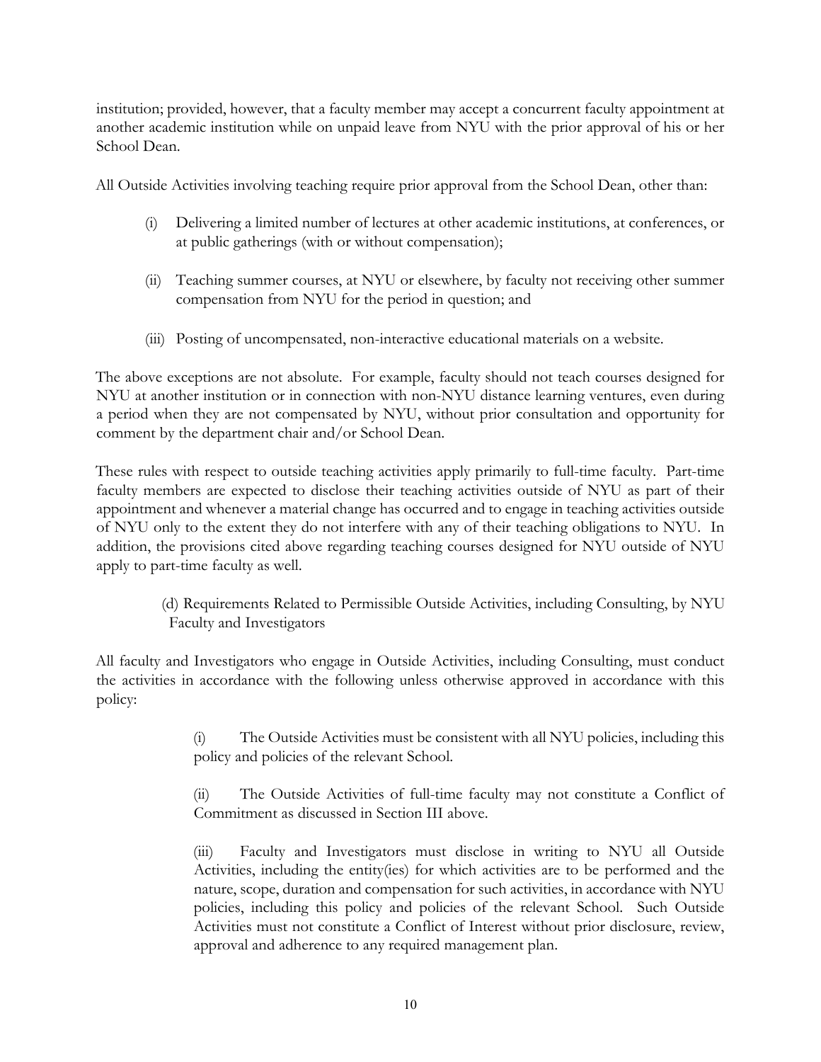institution; provided, however, that a faculty member may accept a concurrent faculty appointment at another academic institution while on unpaid leave from NYU with the prior approval of his or her School Dean.

All Outside Activities involving teaching require prior approval from the School Dean, other than:

(i) Delivering a limited number of lectures at other academic institutions, at conferences, or at public gatherings (with or without compensation);

(ii) Teaching summer courses, at NYU or elsewhere, by faculty not receiving other summer compensation from NYU for the period in question; and

(iii) Posting of uncompensated, non-interactive educational materials on a website.

The above exceptions are not absolute. For example, faculty should not teach courses designed for NYU at another institution or in connection with non-NYU distance learning ventures, even during a period when they are not compensated by NYU, without prior consultation and opportunity for comment by the department chair and/or School Dean.

These rules with respect to outside teaching activities apply primarily to full-time faculty. Part-time faculty members are expected to disclose their teaching activities outside of NYU as part of their appointment and whenever a material change has occurred and to engage in teaching activities outside of NYU only to the extent they do not interfere with any of their teaching obligations to NYU. In addition, the provisions cited above regarding teaching courses designed for NYU outside of NYU apply to part-time faculty as well.

(d) Requirements Related to Permissible Outside Activities, including Consulting, by NYU Faculty and Investigators

All faculty and Investigators who engage in Outside Activities, including Consulting, must conduct the activities in accordance with the following unless otherwise approved in accordance with this policy:

(i) The Outside Activities must be consistent with all NYU policies, including this policy and policies of the relevant School.

(ii) The Outside Activities of full-time faculty may not constitute a Conflict of Commitment as discussed in Section III above.

(iii) Faculty and Investigators must disclose in writing to NYU all Outside Activities, including the entity(ies) for which activities are to be performed and the nature, scope, duration and compensation for such activities, in accordance with NYU policies, including this policy and policies of the relevant School. Such Outside Activities must not constitute a Conflict of Interest without prior disclosure, review, approval and adherence to any required management plan.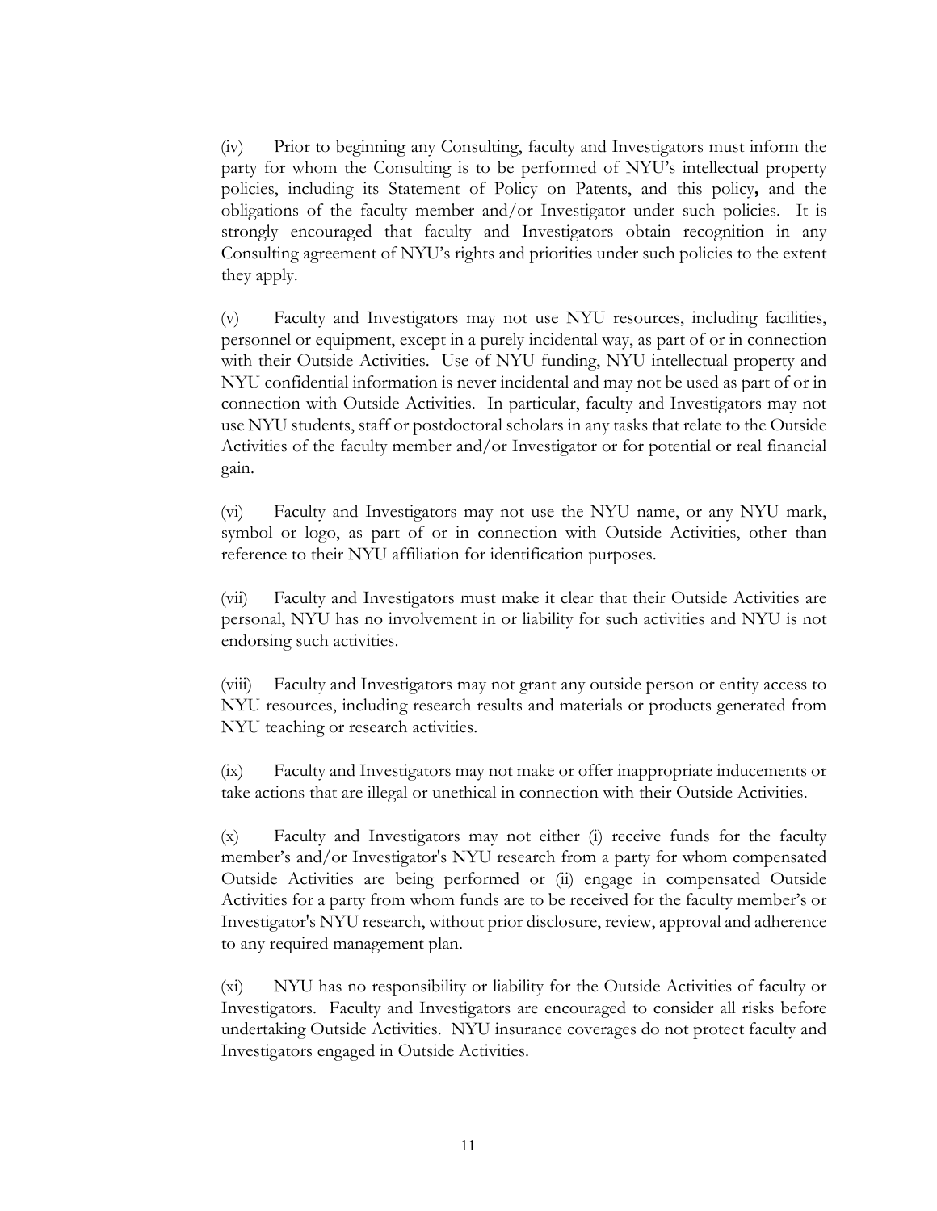(iv) Prior to beginning any Consulting, faculty and Investigators must inform the party for whom the Consulting is to be performed of NYU's intellectual property policies, including its Statement of Policy on Patents, and this policy**,** and the obligations of the faculty member and/or Investigator under such policies. It is strongly encouraged that faculty and Investigators obtain recognition in any Consulting agreement of NYU's rights and priorities under such policies to the extent they apply.

(v) Faculty and Investigators may not use NYU resources, including facilities, personnel or equipment, except in a purely incidental way, as part of or in connection with their Outside Activities. Use of NYU funding, NYU intellectual property and NYU confidential information is never incidental and may not be used as part of or in connection with Outside Activities. In particular, faculty and Investigators may not use NYU students, staff or postdoctoral scholars in any tasks that relate to the Outside Activities of the faculty member and/or Investigator or for potential or real financial gain.

(vi) Faculty and Investigators may not use the NYU name, or any NYU mark, symbol or logo, as part of or in connection with Outside Activities, other than reference to their NYU affiliation for identification purposes.

(vii) Faculty and Investigators must make it clear that their Outside Activities are personal, NYU has no involvement in or liability for such activities and NYU is not endorsing such activities.

(viii) Faculty and Investigators may not grant any outside person or entity access to NYU resources, including research results and materials or products generated from NYU teaching or research activities.

(ix) Faculty and Investigators may not make or offer inappropriate inducements or take actions that are illegal or unethical in connection with their Outside Activities.

(x) Faculty and Investigators may not either (i) receive funds for the faculty member's and/or Investigator's NYU research from a party for whom compensated Outside Activities are being performed or (ii) engage in compensated Outside Activities for a party from whom funds are to be received for the faculty member's or Investigator's NYU research, without prior disclosure, review, approval and adherence to any required management plan.

(xi) NYU has no responsibility or liability for the Outside Activities of faculty or Investigators. Faculty and Investigators are encouraged to consider all risks before undertaking Outside Activities. NYU insurance coverages do not protect faculty and Investigators engaged in Outside Activities.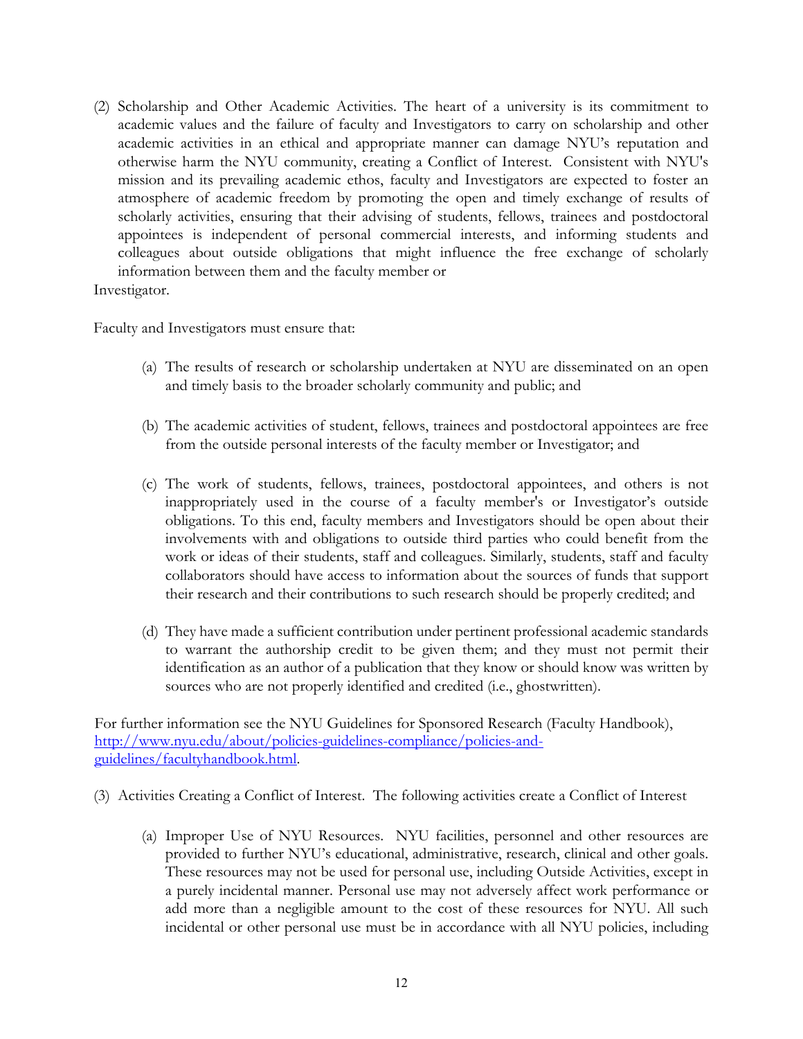(2) Scholarship and Other Academic Activities. The heart of a university is its commitment to academic values and the failure of faculty and Investigators to carry on scholarship and other academic activities in an ethical and appropriate manner can damage NYU's reputation and otherwise harm the NYU community, creating a Conflict of Interest. Consistent with NYU's mission and its prevailing academic ethos, faculty and Investigators are expected to foster an atmosphere of academic freedom by promoting the open and timely exchange of results of scholarly activities, ensuring that their advising of students, fellows, trainees and postdoctoral appointees is independent of personal commercial interests, and informing students and colleagues about outside obligations that might influence the free exchange of scholarly information between them and the faculty member or Investigator.

Faculty and Investigators must ensure that:

(a) The results of research or scholarship undertaken at NYU are disseminated on an open and timely basis to the broader scholarly community and public; and

(b) The academic activities of student, fellows, trainees and postdoctoral appointees are free from the outside personal interests of the faculty member or Investigator; and

(c) The work of students, fellows, trainees, postdoctoral appointees, and others is not inappropriately used in the course of a faculty member's or Investigator's outside obligations. To this end, faculty members and Investigators should be open about their involvements with and obligations to outside third parties who could benefit from the work or ideas of their students, staff and colleagues. Similarly, students, staff and faculty collaborators should have access to information about the sources of funds that support their research and their contributions to such research should be properly credited; and

(d) They have made a sufficient contribution under pertinent professional academic standards to warrant the authorship credit to be given them; and they must not permit their identification as an author of a publication that they know or should know was written by sources who are not properly identified and credited (i.e., ghostwritten).

For further information see the NYU Guidelines for Sponsored Research (Faculty Handbook), [http://www.nyu.edu/about/policies-guidelines-compliance/policies-and-guidelines/facultyhandbook.html](http://www.nyu.edu/about/policies-guidelines-compliance/policies-and-guidelines/facultyhandbook.html).

(3) Activities Creating a Conflict of Interest. The following activities create a Conflict of Interest

(a) Improper Use of NYU Resources. NYU facilities, personnel and other resources are provided to further NYU's educational, administrative, research, clinical and other goals. These resources may not be used for personal use, including Outside Activities, except in a purely incidental manner. Personal use may not adversely affect work performance or add more than a negligible amount to the cost of these resources for NYU. All such incidental or other personal use must be in accordance with all NYU policies, including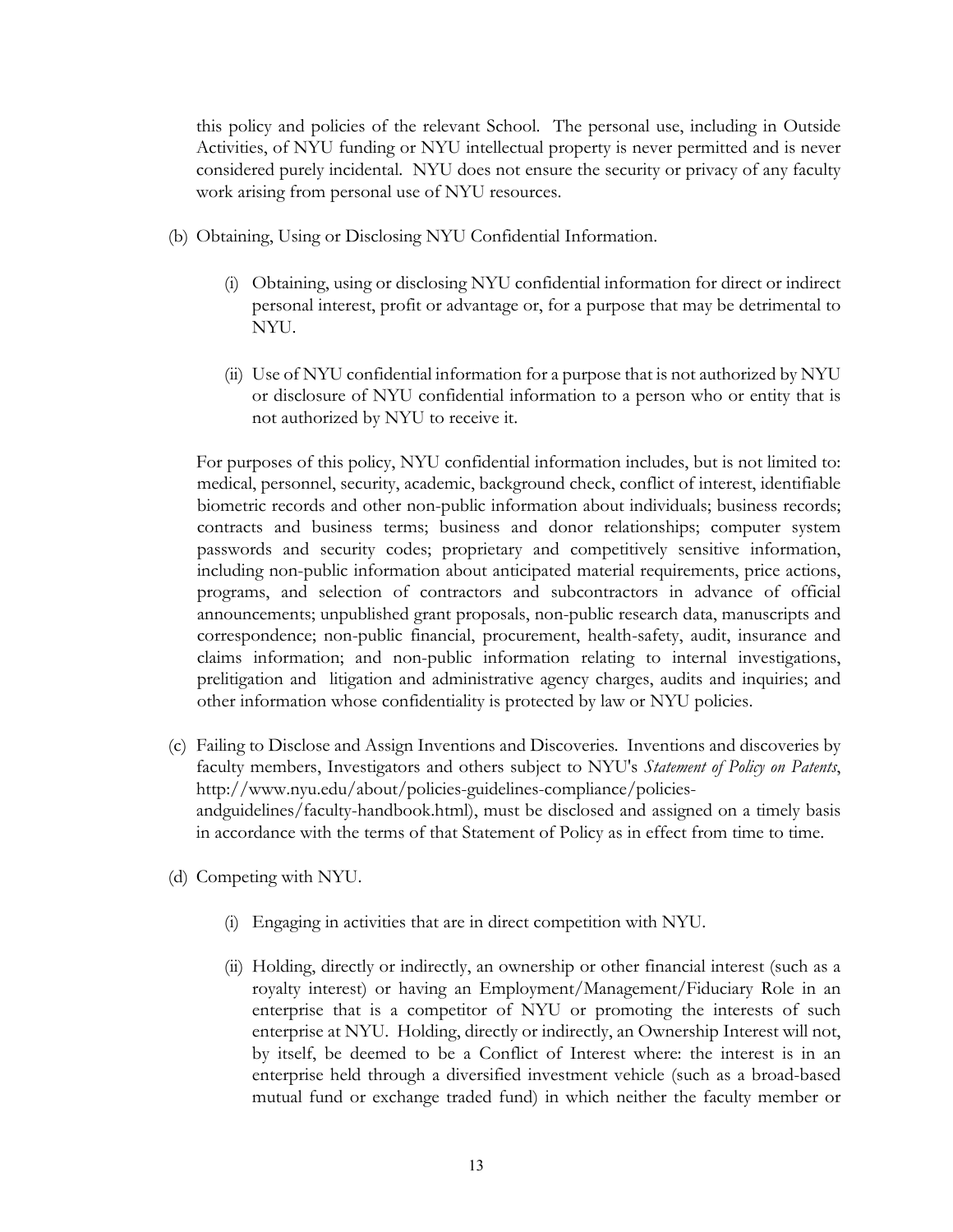this policy and policies of the relevant School. The personal use, including in Outside Activities, of NYU funding or NYU intellectual property is never permitted and is never considered purely incidental. NYU does not ensure the security or privacy of any faculty work arising from personal use of NYU resources.

(b) Obtaining, Using or Disclosing NYU Confidential Information.

(i) Obtaining, using or disclosing NYU confidential information for direct or indirect personal interest, profit or advantage or, for a purpose that may be detrimental to NYU.

(ii) Use of NYU confidential information for a purpose that is not authorized by NYU or disclosure of NYU confidential information to a person who or entity that is not authorized by NYU to receive it.

For purposes of this policy, NYU confidential information includes, but is not limited to: medical, personnel, security, academic, background check, conflict of interest, identifiable biometric records and other non-public information about individuals; business records; contracts and business terms; business and donor relationships; computer system passwords and security codes; proprietary and competitively sensitive information, including non-public information about anticipated material requirements, price actions, programs, and selection of contractors and subcontractors in advance of official announcements; unpublished grant proposals, non-public research data, manuscripts and correspondence; non-public financial, procurement, health-safety, audit, insurance and claims information; and non-public information relating to internal investigations, prelitigation and litigation and administrative agency charges, audits and inquiries; and other information whose confidentiality is protected by law or NYU policies.

(c) Failing to Disclose and Assign Inventions and Discoveries. Inventions and discoveries by faculty members, Investigators and others subject to NYU's *Statement of Policy on Patents*, http://www.nyu.edu/about/policies-guidelines-compliance/policies-andguidelines/faculty-handbook.html), must be disclosed and assigned on a timely basis in accordance with the terms of that Statement of Policy as in effect from time to time.

(d) Competing with NYU.

(i) Engaging in activities that are in direct competition with NYU.

(ii) Holding, directly or indirectly, an ownership or other financial interest (such as a royalty interest) or having an Employment/Management/Fiduciary Role in an enterprise that is a competitor of NYU or promoting the interests of such enterprise at NYU. Holding, directly or indirectly, an Ownership Interest will not, by itself, be deemed to be a Conflict of Interest where: the interest is in an enterprise held through a diversified investment vehicle (such as a broad-based mutual fund or exchange traded fund) in which neither the faculty member or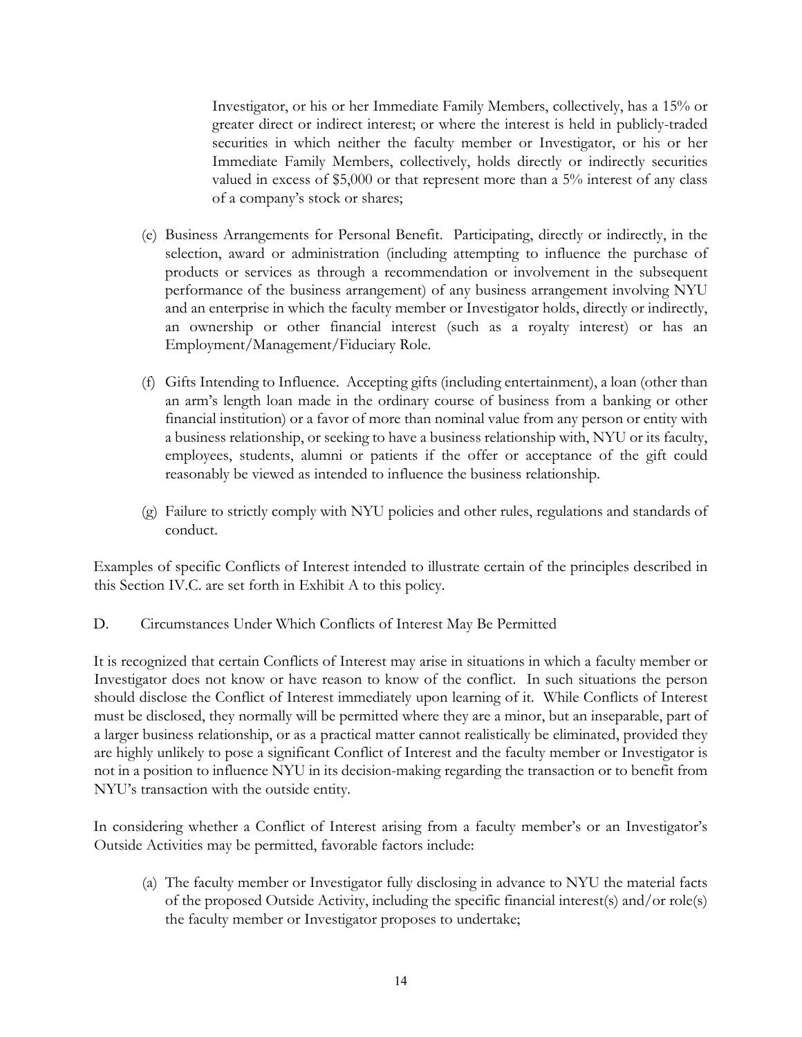Investigator, or his or her Immediate Family Members, collectively, has a 15% or greater direct or indirect interest; or where the interest is held in publicly-traded securities in which neither the faculty member or Investigator, or his or her Immediate Family Members, collectively, holds directly or indirectly securities valued in excess of $5,000 or that represent more than a 5% interest of any class of a company's stock or shares;

(e) Business Arrangements for Personal Benefit. Participating, directly or indirectly, in the selection, award or administration (including attempting to influence the purchase of products or services as through a recommendation or involvement in the subsequent performance of the business arrangement) of any business arrangement involving NYU and an enterprise in which the faculty member or Investigator holds, directly or indirectly, an ownership or other financial interest (such as a royalty interest) or has an Employment/Management/Fiduciary Role.

(f) Gifts Intending to Influence. Accepting gifts (including entertainment), a loan (other than an arm's length loan made in the ordinary course of business from a banking or other financial institution) or a favor of more than nominal value from any person or entity with a business relationship, or seeking to have a business relationship with, NYU or its faculty, employees, students, alumni or patients if the offer or acceptance of the gift could reasonably be viewed as intended to influence the business relationship.

(g) Failure to strictly comply with NYU policies and other rules, regulations and standards of conduct.

Examples of specific Conflicts of Interest intended to illustrate certain of the principles described in this Section IV.C. are set forth in Exhibit A to this policy.

D. Circumstances Under Which Conflicts of Interest May Be Permitted

It is recognized that certain Conflicts of Interest may arise in situations in which a faculty member or Investigator does not know or have reason to know of the conflict. In such situations the person should disclose the Conflict of Interest immediately upon learning of it. While Conflicts of Interest must be disclosed, they normally will be permitted where they are a minor, but an inseparable, part of a larger business relationship, or as a practical matter cannot realistically be eliminated, provided they are highly unlikely to pose a significant Conflict of Interest and the faculty member or Investigator is not in a position to influence NYU in its decision-making regarding the transaction or to benefit from NYU's transaction with the outside entity.

In considering whether a Conflict of Interest arising from a faculty member's or an Investigator's Outside Activities may be permitted, favorable factors include:

(a) The faculty member or Investigator fully disclosing in advance to NYU the material facts of the proposed Outside Activity, including the specific financial interest(s) and/or role(s) the faculty member or Investigator proposes to undertake;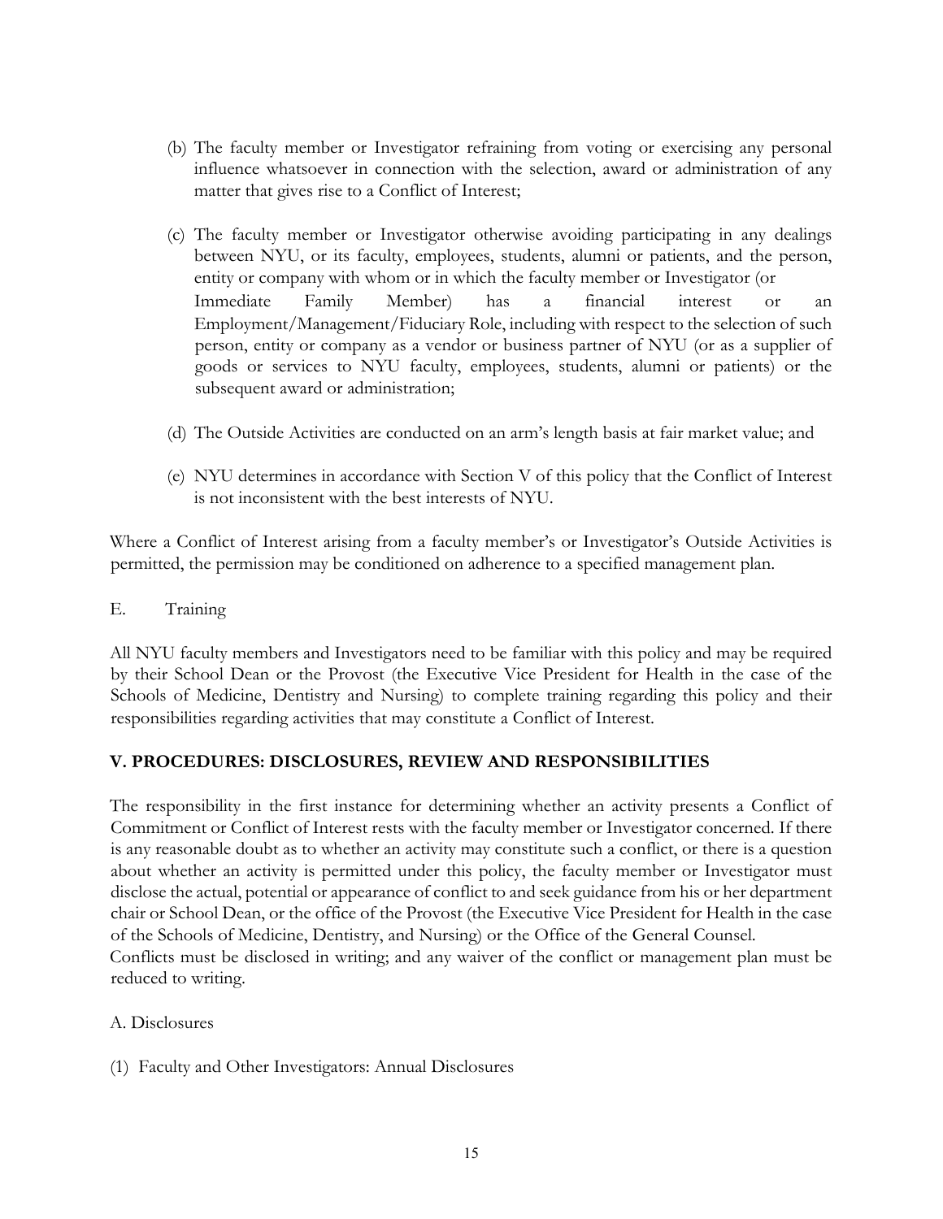(b) The faculty member or Investigator refraining from voting or exercising any personal influence whatsoever in connection with the selection, award or administration of any matter that gives rise to a Conflict of Interest;

(c) The faculty member or Investigator otherwise avoiding participating in any dealings between NYU, or its faculty, employees, students, alumni or patients, and the person, entity or company with whom or in which the faculty member or Investigator (or Immediate Family Member) has a financial interest or an Employment/Management/Fiduciary Role, including with respect to the selection of such person, entity or company as a vendor or business partner of NYU (or as a supplier of goods or services to NYU faculty, employees, students, alumni or patients) or the subsequent award or administration;

(d) The Outside Activities are conducted on an arm's length basis at fair market value; and

(e) NYU determines in accordance with Section V of this policy that the Conflict of Interest is not inconsistent with the best interests of NYU.

Where a Conflict of Interest arising from a faculty member's or Investigator's Outside Activities is permitted, the permission may be conditioned on adherence to a specified management plan.

E. Training

All NYU faculty members and Investigators need to be familiar with this policy and may be required by their School Dean or the Provost (the Executive Vice President for Health in the case of the Schools of Medicine, Dentistry and Nursing) to complete training regarding this policy and their responsibilities regarding activities that may constitute a Conflict of Interest.

## V. PROCEDURES: DISCLOSURES, REVIEW AND RESPONSIBILITIES

The responsibility in the first instance for determining whether an activity presents a Conflict of Commitment or Conflict of Interest rests with the faculty member or Investigator concerned. If there is any reasonable doubt as to whether an activity may constitute such a conflict, or there is a question about whether an activity is permitted under this policy, the faculty member or Investigator must disclose the actual, potential or appearance of conflict to and seek guidance from his or her department chair or School Dean, or the office of the Provost (the Executive Vice President for Health in the case of the Schools of Medicine, Dentistry, and Nursing) or the Office of the General Counsel. Conflicts must be disclosed in writing; and any waiver of the conflict or management plan must be reduced to writing.

A. Disclosures

(1) Faculty and Other Investigators: Annual Disclosures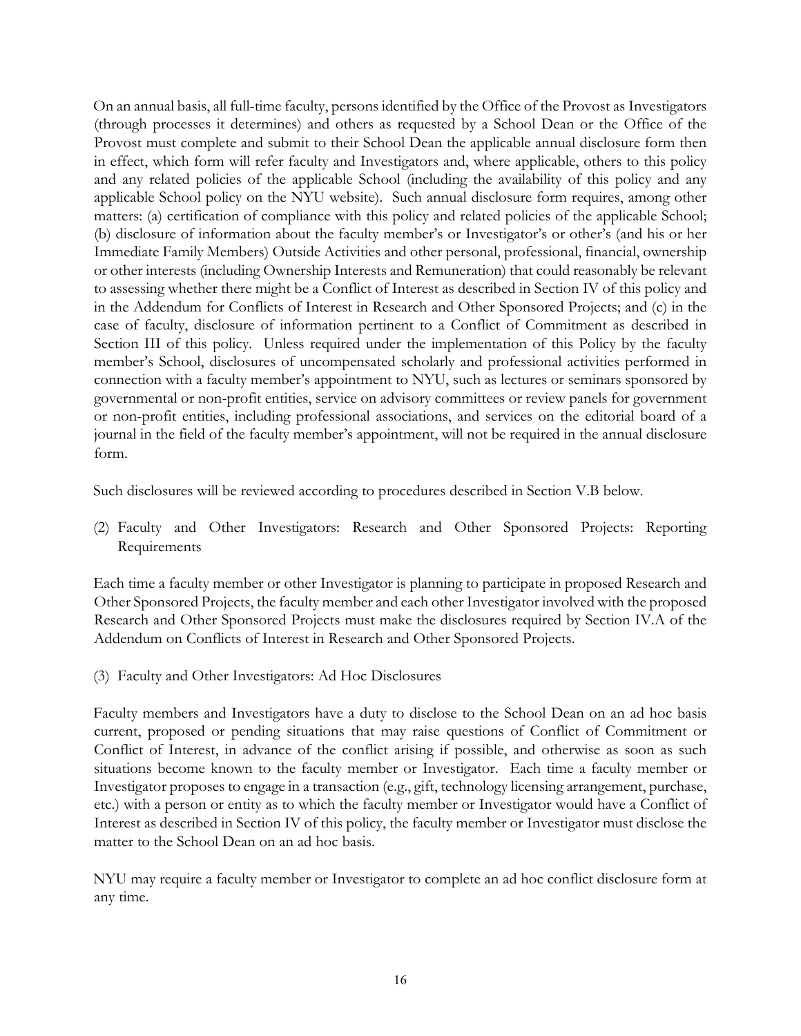On an annual basis, all full-time faculty, persons identified by the Office of the Provost as Investigators (through processes it determines) and others as requested by a School Dean or the Office of the Provost must complete and submit to their School Dean the applicable annual disclosure form then in effect, which form will refer faculty and Investigators and, where applicable, others to this policy and any related policies of the applicable School (including the availability of this policy and any applicable School policy on the NYU website). Such annual disclosure form requires, among other matters: (a) certification of compliance with this policy and related policies of the applicable School; (b) disclosure of information about the faculty member's or Investigator's or other's (and his or her Immediate Family Members) Outside Activities and other personal, professional, financial, ownership or other interests (including Ownership Interests and Remuneration) that could reasonably be relevant to assessing whether there might be a Conflict of Interest as described in Section IV of this policy and in the Addendum for Conflicts of Interest in Research and Other Sponsored Projects; and (c) in the case of faculty, disclosure of information pertinent to a Conflict of Commitment as described in Section III of this policy. Unless required under the implementation of this Policy by the faculty member's School, disclosures of uncompensated scholarly and professional activities performed in connection with a faculty member's appointment to NYU, such as lectures or seminars sponsored by governmental or non-profit entities, service on advisory committees or review panels for government or non-profit entities, including professional associations, and services on the editorial board of a journal in the field of the faculty member's appointment, will not be required in the annual disclosure form.

Such disclosures will be reviewed according to procedures described in Section V.B below.

(2) Faculty and Other Investigators: Research and Other Sponsored Projects: Reporting Requirements

Each time a faculty member or other Investigator is planning to participate in proposed Research and Other Sponsored Projects, the faculty member and each other Investigator involved with the proposed Research and Other Sponsored Projects must make the disclosures required by Section IV.A of the Addendum on Conflicts of Interest in Research and Other Sponsored Projects.

(3) Faculty and Other Investigators: Ad Hoc Disclosures

Faculty members and Investigators have a duty to disclose to the School Dean on an ad hoc basis current, proposed or pending situations that may raise questions of Conflict of Commitment or Conflict of Interest, in advance of the conflict arising if possible, and otherwise as soon as such situations become known to the faculty member or Investigator. Each time a faculty member or Investigator proposes to engage in a transaction (e.g., gift, technology licensing arrangement, purchase, etc.) with a person or entity as to which the faculty member or Investigator would have a Conflict of Interest as described in Section IV of this policy, the faculty member or Investigator must disclose the matter to the School Dean on an ad hoc basis.

NYU may require a faculty member or Investigator to complete an ad hoc conflict disclosure form at any time.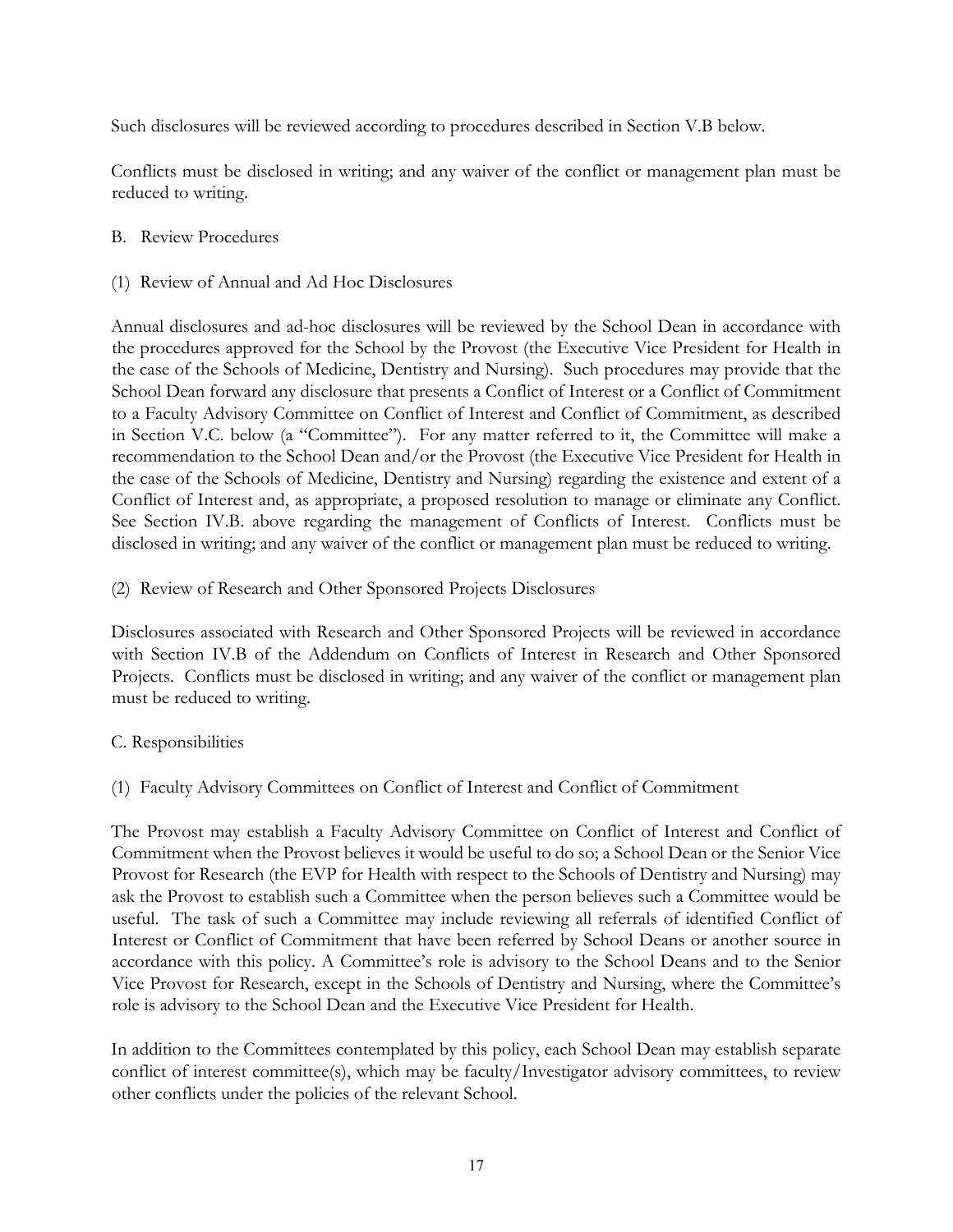Such disclosures will be reviewed according to procedures described in Section V.B below.

Conflicts must be disclosed in writing; and any waiver of the conflict or management plan must be reduced to writing.

B. Review Procedures

(1) Review of Annual and Ad Hoc Disclosures

Annual disclosures and ad-hoc disclosures will be reviewed by the School Dean in accordance with the procedures approved for the School by the Provost (the Executive Vice President for Health in the case of the Schools of Medicine, Dentistry and Nursing). Such procedures may provide that the School Dean forward any disclosure that presents a Conflict of Interest or a Conflict of Commitment to a Faculty Advisory Committee on Conflict of Interest and Conflict of Commitment, as described in Section V.C. below (a "Committee"). For any matter referred to it, the Committee will make a recommendation to the School Dean and/or the Provost (the Executive Vice President for Health in the case of the Schools of Medicine, Dentistry and Nursing) regarding the existence and extent of a Conflict of Interest and, as appropriate, a proposed resolution to manage or eliminate any Conflict. See Section IV.B. above regarding the management of Conflicts of Interest. Conflicts must be disclosed in writing; and any waiver of the conflict or management plan must be reduced to writing.

(2) Review of Research and Other Sponsored Projects Disclosures

Disclosures associated with Research and Other Sponsored Projects will be reviewed in accordance with Section IV.B of the Addendum on Conflicts of Interest in Research and Other Sponsored Projects. Conflicts must be disclosed in writing; and any waiver of the conflict or management plan must be reduced to writing.

C. Responsibilities

(1) Faculty Advisory Committees on Conflict of Interest and Conflict of Commitment

The Provost may establish a Faculty Advisory Committee on Conflict of Interest and Conflict of Commitment when the Provost believes it would be useful to do so; a School Dean or the Senior Vice Provost for Research (the EVP for Health with respect to the Schools of Dentistry and Nursing) may ask the Provost to establish such a Committee when the person believes such a Committee would be useful. The task of such a Committee may include reviewing all referrals of identified Conflict of Interest or Conflict of Commitment that have been referred by School Deans or another source in accordance with this policy. A Committee's role is advisory to the School Deans and to the Senior Vice Provost for Research, except in the Schools of Dentistry and Nursing, where the Committee's role is advisory to the School Dean and the Executive Vice President for Health.

In addition to the Committees contemplated by this policy, each School Dean may establish separate conflict of interest committee(s), which may be faculty/Investigator advisory committees, to review other conflicts under the policies of the relevant School.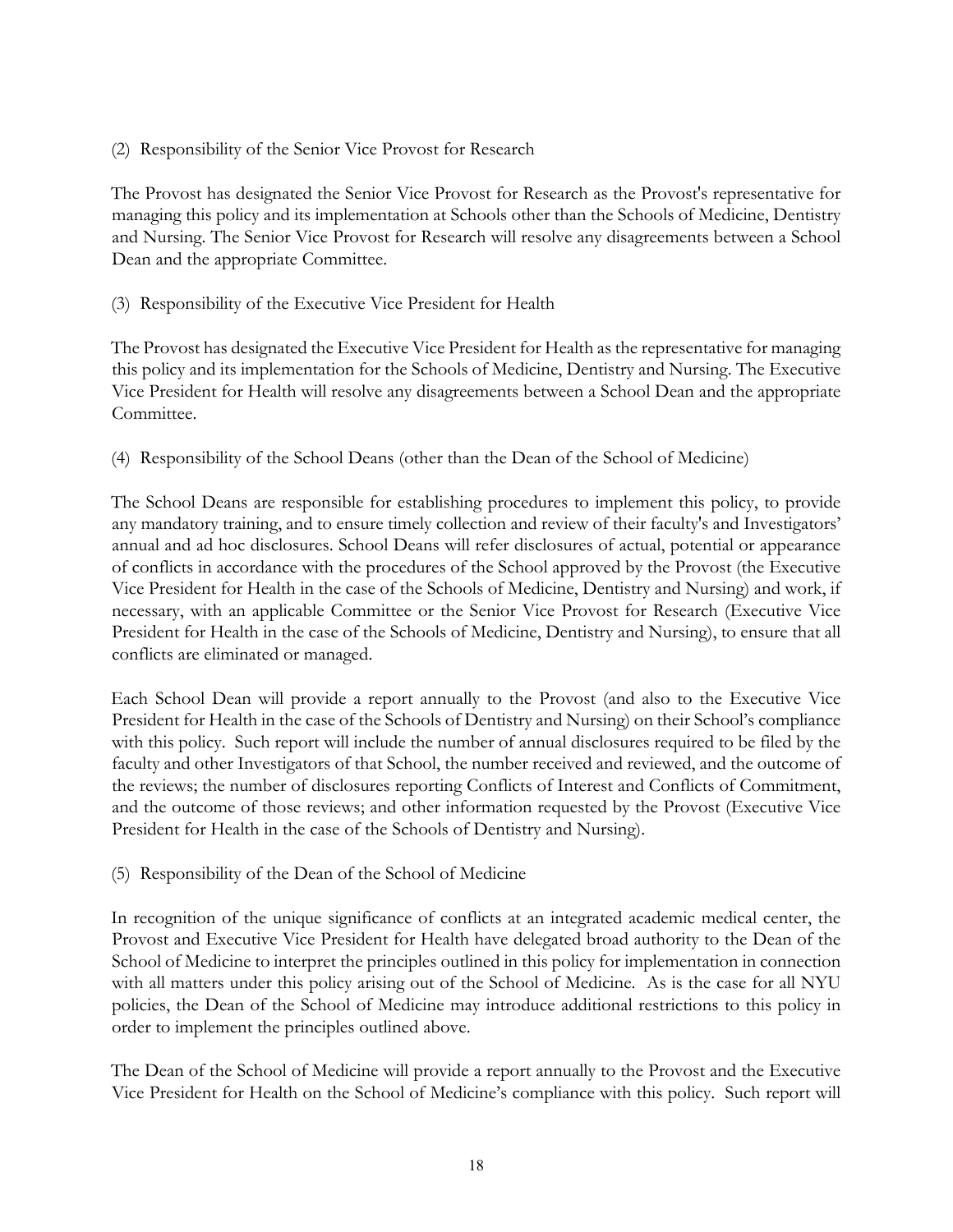(2) Responsibility of the Senior Vice Provost for Research

The Provost has designated the Senior Vice Provost for Research as the Provost's representative for managing this policy and its implementation at Schools other than the Schools of Medicine, Dentistry and Nursing. The Senior Vice Provost for Research will resolve any disagreements between a School Dean and the appropriate Committee.

(3) Responsibility of the Executive Vice President for Health

The Provost has designated the Executive Vice President for Health as the representative for managing this policy and its implementation for the Schools of Medicine, Dentistry and Nursing. The Executive Vice President for Health will resolve any disagreements between a School Dean and the appropriate Committee.

(4) Responsibility of the School Deans (other than the Dean of the School of Medicine)

The School Deans are responsible for establishing procedures to implement this policy, to provide any mandatory training, and to ensure timely collection and review of their faculty's and Investigators' annual and ad hoc disclosures. School Deans will refer disclosures of actual, potential or appearance of conflicts in accordance with the procedures of the School approved by the Provost (the Executive Vice President for Health in the case of the Schools of Medicine, Dentistry and Nursing) and work, if necessary, with an applicable Committee or the Senior Vice Provost for Research (Executive Vice President for Health in the case of the Schools of Medicine, Dentistry and Nursing), to ensure that all conflicts are eliminated or managed.

Each School Dean will provide a report annually to the Provost (and also to the Executive Vice President for Health in the case of the Schools of Dentistry and Nursing) on their School's compliance with this policy. Such report will include the number of annual disclosures required to be filed by the faculty and other Investigators of that School, the number received and reviewed, and the outcome of the reviews; the number of disclosures reporting Conflicts of Interest and Conflicts of Commitment, and the outcome of those reviews; and other information requested by the Provost (Executive Vice President for Health in the case of the Schools of Dentistry and Nursing).

(5) Responsibility of the Dean of the School of Medicine

In recognition of the unique significance of conflicts at an integrated academic medical center, the Provost and Executive Vice President for Health have delegated broad authority to the Dean of the School of Medicine to interpret the principles outlined in this policy for implementation in connection with all matters under this policy arising out of the School of Medicine. As is the case for all NYU policies, the Dean of the School of Medicine may introduce additional restrictions to this policy in order to implement the principles outlined above.

The Dean of the School of Medicine will provide a report annually to the Provost and the Executive Vice President for Health on the School of Medicine's compliance with this policy. Such report will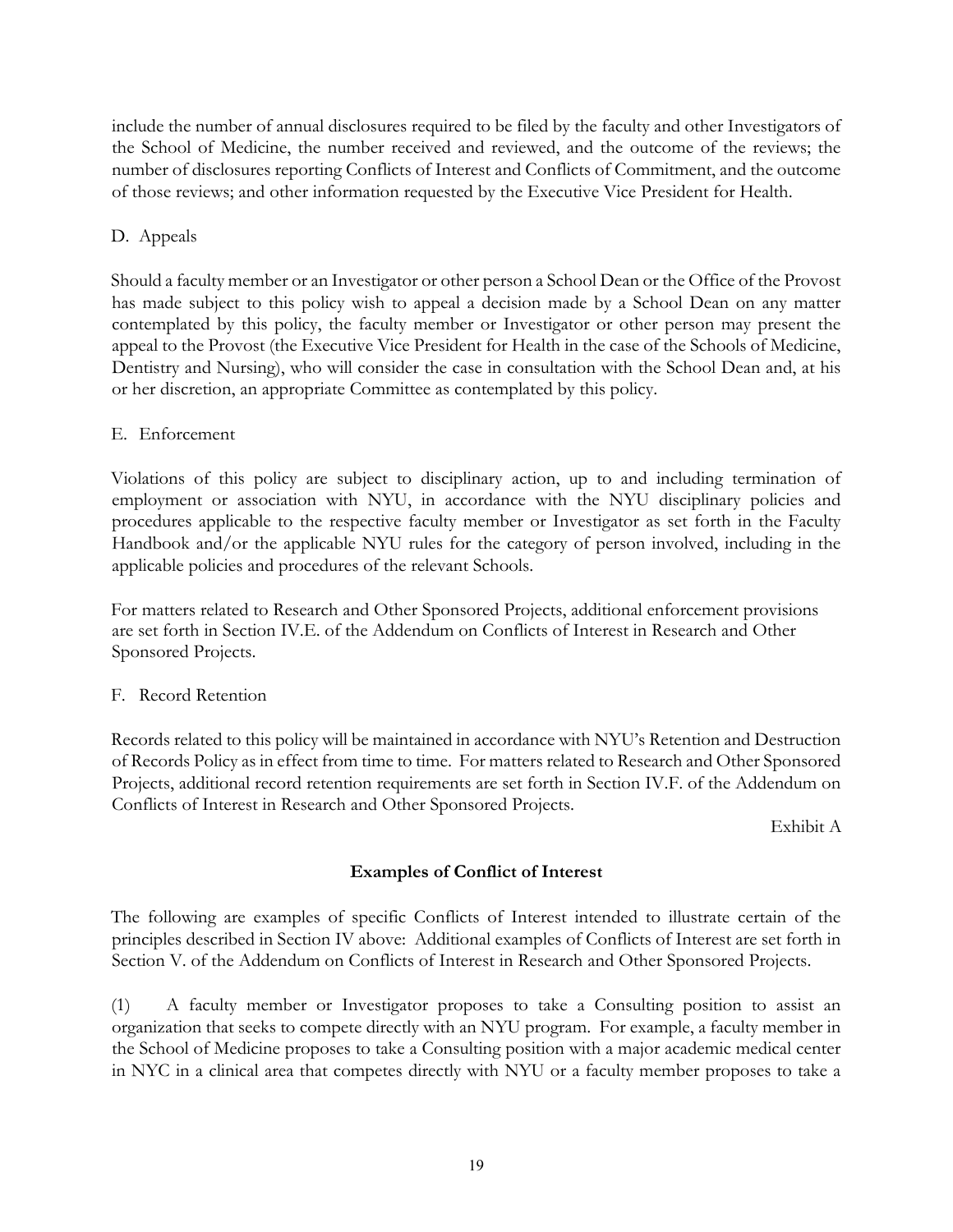include the number of annual disclosures required to be filed by the faculty and other Investigators of the School of Medicine, the number received and reviewed, and the outcome of the reviews; the number of disclosures reporting Conflicts of Interest and Conflicts of Commitment, and the outcome of those reviews; and other information requested by the Executive Vice President for Health.

D. Appeals

Should a faculty member or an Investigator or other person a School Dean or the Office of the Provost has made subject to this policy wish to appeal a decision made by a School Dean on any matter contemplated by this policy, the faculty member or Investigator or other person may present the appeal to the Provost (the Executive Vice President for Health in the case of the Schools of Medicine, Dentistry and Nursing), who will consider the case in consultation with the School Dean and, at his or her discretion, an appropriate Committee as contemplated by this policy.

E. Enforcement

Violations of this policy are subject to disciplinary action, up to and including termination of employment or association with NYU, in accordance with the NYU disciplinary policies and procedures applicable to the respective faculty member or Investigator as set forth in the Faculty Handbook and/or the applicable NYU rules for the category of person involved, including in the applicable policies and procedures of the relevant Schools.

For matters related to Research and Other Sponsored Projects, additional enforcement provisions are set forth in Section IV.E. of the Addendum on Conflicts of Interest in Research and Other Sponsored Projects.

F. Record Retention

Records related to this policy will be maintained in accordance with NYU's Retention and Destruction of Records Policy as in effect from time to time. For matters related to Research and Other Sponsored Projects, additional record retention requirements are set forth in Section IV.F. of the Addendum on Conflicts of Interest in Research and Other Sponsored Projects.

Exhibit A

**Examples of Conflict of Interest**

The following are examples of specific Conflicts of Interest intended to illustrate certain of the principles described in Section IV above: Additional examples of Conflicts of Interest are set forth in Section V. of the Addendum on Conflicts of Interest in Research and Other Sponsored Projects.

(1) A faculty member or Investigator proposes to take a Consulting position to assist an organization that seeks to compete directly with an NYU program. For example, a faculty member in the School of Medicine proposes to take a Consulting position with a major academic medical center in NYC in a clinical area that competes directly with NYU or a faculty member proposes to take a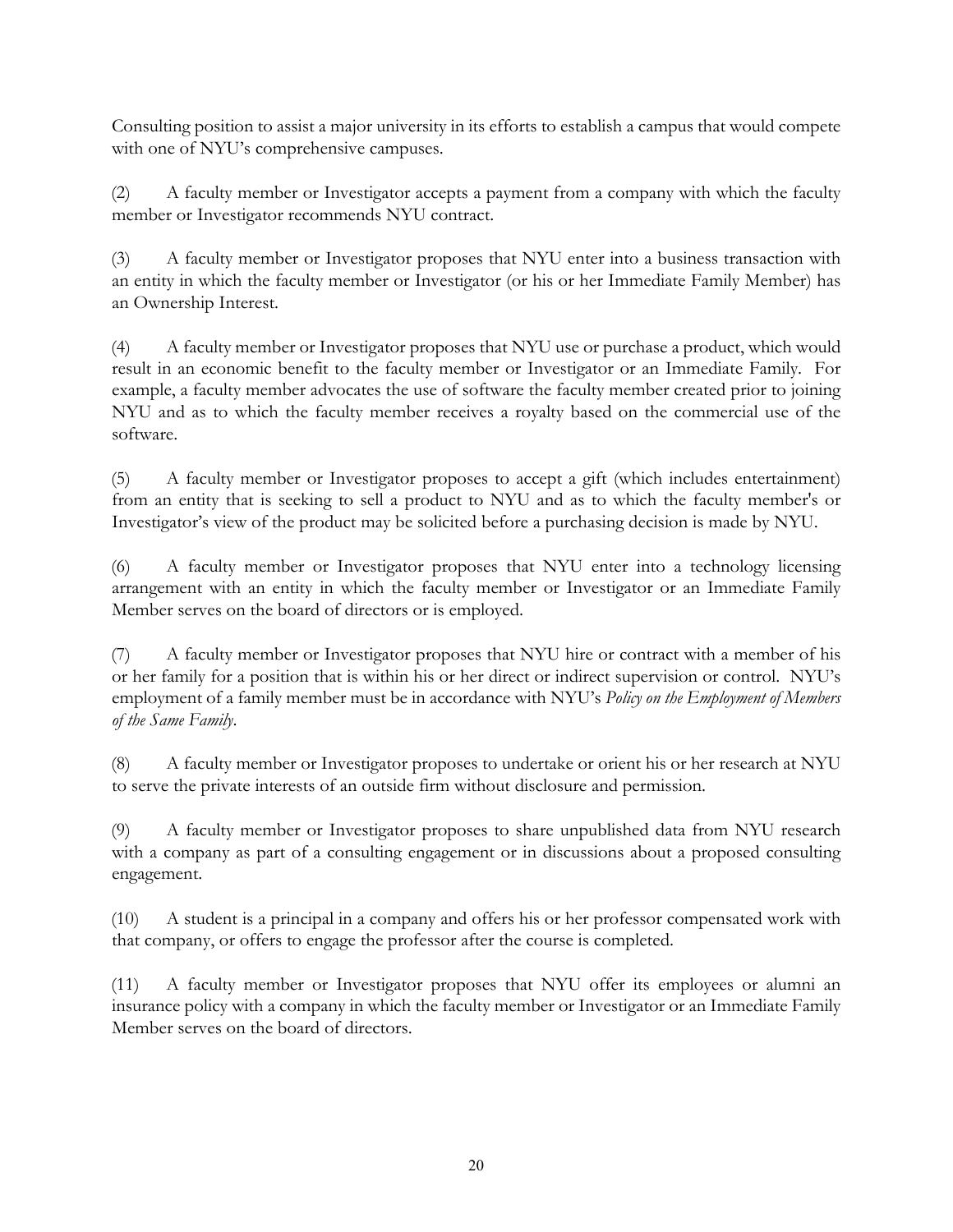Consulting position to assist a major university in its efforts to establish a campus that would compete with one of NYU's comprehensive campuses.

(2) A faculty member or Investigator accepts a payment from a company with which the faculty member or Investigator recommends NYU contract.

(3) A faculty member or Investigator proposes that NYU enter into a business transaction with an entity in which the faculty member or Investigator (or his or her Immediate Family Member) has an Ownership Interest.

(4) A faculty member or Investigator proposes that NYU use or purchase a product, which would result in an economic benefit to the faculty member or Investigator or an Immediate Family. For example, a faculty member advocates the use of software the faculty member created prior to joining NYU and as to which the faculty member receives a royalty based on the commercial use of the software.

(5) A faculty member or Investigator proposes to accept a gift (which includes entertainment) from an entity that is seeking to sell a product to NYU and as to which the faculty member's or Investigator's view of the product may be solicited before a purchasing decision is made by NYU.

(6) A faculty member or Investigator proposes that NYU enter into a technology licensing arrangement with an entity in which the faculty member or Investigator or an Immediate Family Member serves on the board of directors or is employed.

(7) A faculty member or Investigator proposes that NYU hire or contract with a member of his or her family for a position that is within his or her direct or indirect supervision or control. NYU's employment of a family member must be in accordance with NYU's *Policy on the Employment of Members of the Same Family*.

(8) A faculty member or Investigator proposes to undertake or orient his or her research at NYU to serve the private interests of an outside firm without disclosure and permission.

(9) A faculty member or Investigator proposes to share unpublished data from NYU research with a company as part of a consulting engagement or in discussions about a proposed consulting engagement.

(10) A student is a principal in a company and offers his or her professor compensated work with that company, or offers to engage the professor after the course is completed.

(11) A faculty member or Investigator proposes that NYU offer its employees or alumni an insurance policy with a company in which the faculty member or Investigator or an Immediate Family Member serves on the board of directors.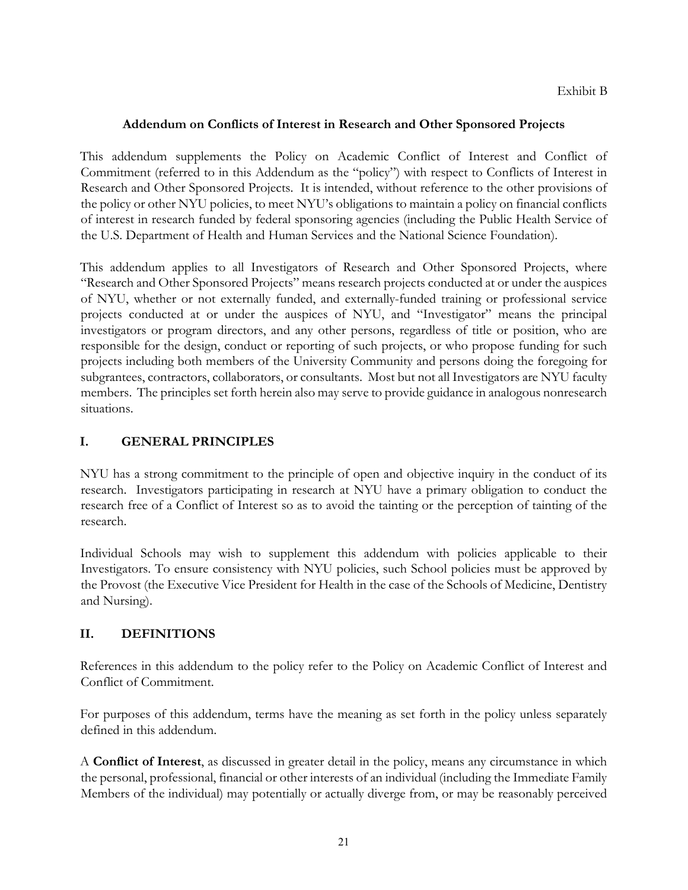Exhibit B

## Addendum on Conflicts of Interest in Research and Other Sponsored Projects

This addendum supplements the Policy on Academic Conflict of Interest and Conflict of Commitment (referred to in this Addendum as the "policy") with respect to Conflicts of Interest in Research and Other Sponsored Projects. It is intended, without reference to the other provisions of the policy or other NYU policies, to meet NYU's obligations to maintain a policy on financial conflicts of interest in research funded by federal sponsoring agencies (including the Public Health Service of the U.S. Department of Health and Human Services and the National Science Foundation).

This addendum applies to all Investigators of Research and Other Sponsored Projects, where "Research and Other Sponsored Projects" means research projects conducted at or under the auspices of NYU, whether or not externally funded, and externally-funded training or professional service projects conducted at or under the auspices of NYU, and "Investigator" means the principal investigators or program directors, and any other persons, regardless of title or position, who are responsible for the design, conduct or reporting of such projects, or who propose funding for such projects including both members of the University Community and persons doing the foregoing for subgrantees, contractors, collaborators, or consultants. Most but not all Investigators are NYU faculty members. The principles set forth herein also may serve to provide guidance in analogous nonresearch situations.

## I. GENERAL PRINCIPLES

NYU has a strong commitment to the principle of open and objective inquiry in the conduct of its research. Investigators participating in research at NYU have a primary obligation to conduct the research free of a Conflict of Interest so as to avoid the tainting or the perception of tainting of the research.

Individual Schools may wish to supplement this addendum with policies applicable to their Investigators. To ensure consistency with NYU policies, such School policies must be approved by the Provost (the Executive Vice President for Health in the case of the Schools of Medicine, Dentistry and Nursing).

## II. DEFINITIONS

References in this addendum to the policy refer to the Policy on Academic Conflict of Interest and Conflict of Commitment.

For purposes of this addendum, terms have the meaning as set forth in the policy unless separately defined in this addendum.

A **Conflict of Interest**, as discussed in greater detail in the policy, means any circumstance in which the personal, professional, financial or other interests of an individual (including the Immediate Family Members of the individual) may potentially or actually diverge from, or may be reasonably perceived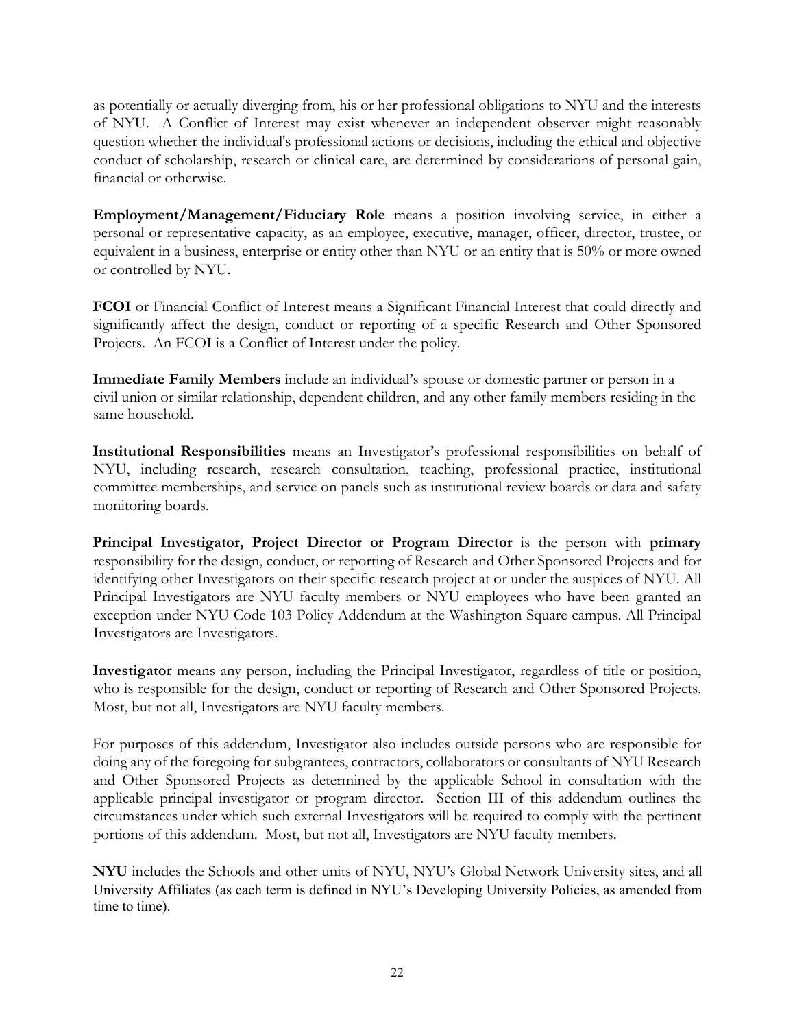as potentially or actually diverging from, his or her professional obligations to NYU and the interests of NYU. A Conflict of Interest may exist whenever an independent observer might reasonably question whether the individual's professional actions or decisions, including the ethical and objective conduct of scholarship, research or clinical care, are determined by considerations of personal gain, financial or otherwise.

**Employment/Management/Fiduciary Role** means a position involving service, in either a personal or representative capacity, as an employee, executive, manager, officer, director, trustee, or equivalent in a business, enterprise or entity other than NYU or an entity that is 50% or more owned or controlled by NYU.

**FCOI** or Financial Conflict of Interest means a Significant Financial Interest that could directly and significantly affect the design, conduct or reporting of a specific Research and Other Sponsored Projects. An FCOI is a Conflict of Interest under the policy.

**Immediate Family Members** include an individual's spouse or domestic partner or person in a civil union or similar relationship, dependent children, and any other family members residing in the same household.

**Institutional Responsibilities** means an Investigator's professional responsibilities on behalf of NYU, including research, research consultation, teaching, professional practice, institutional committee memberships, and service on panels such as institutional review boards or data and safety monitoring boards.

**Principal Investigator, Project Director or Program Director** is the person with **primary** responsibility for the design, conduct, or reporting of Research and Other Sponsored Projects and for identifying other Investigators on their specific research project at or under the auspices of NYU. All Principal Investigators are NYU faculty members or NYU employees who have been granted an exception under NYU Code 103 Policy Addendum at the Washington Square campus. All Principal Investigators are Investigators.

**Investigator** means any person, including the Principal Investigator, regardless of title or position, who is responsible for the design, conduct or reporting of Research and Other Sponsored Projects. Most, but not all, Investigators are NYU faculty members.

For purposes of this addendum, Investigator also includes outside persons who are responsible for doing any of the foregoing for subgrantees, contractors, collaborators or consultants of NYU Research and Other Sponsored Projects as determined by the applicable School in consultation with the applicable principal investigator or program director. Section III of this addendum outlines the circumstances under which such external Investigators will be required to comply with the pertinent portions of this addendum. Most, but not all, Investigators are NYU faculty members.

**NYU** includes the Schools and other units of NYU, NYU's Global Network University sites, and all University Affiliates (as each term is defined in NYU's Developing University Policies, as amended from time to time).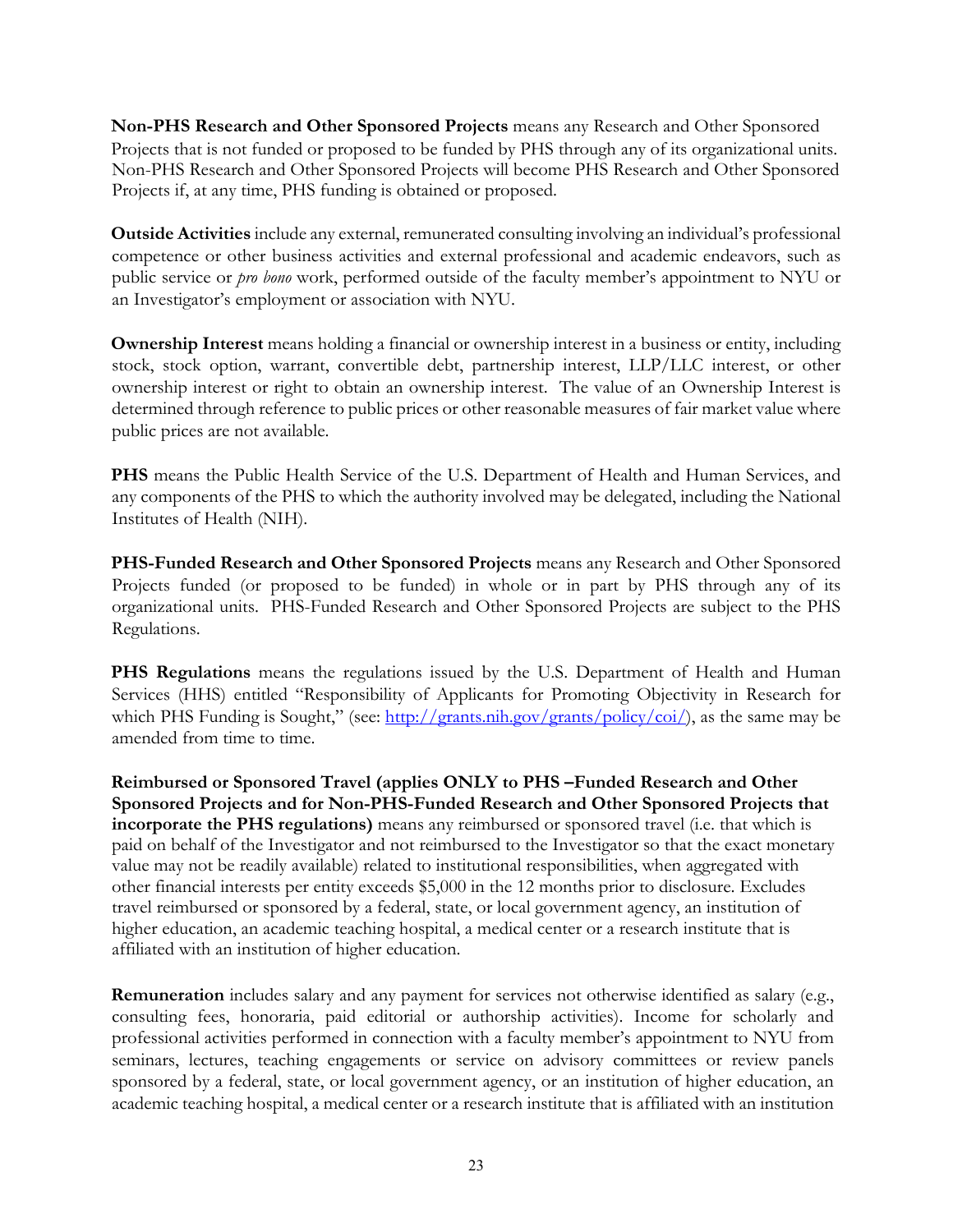**Non-PHS Research and Other Sponsored Projects** means any Research and Other Sponsored Projects that is not funded or proposed to be funded by PHS through any of its organizational units. Non-PHS Research and Other Sponsored Projects will become PHS Research and Other Sponsored Projects if, at any time, PHS funding is obtained or proposed.

**Outside Activities** include any external, remunerated consulting involving an individual's professional competence or other business activities and external professional and academic endeavors, such as public service or *pro bono* work, performed outside of the faculty member's appointment to NYU or an Investigator's employment or association with NYU.

**Ownership Interest** means holding a financial or ownership interest in a business or entity, including stock, stock option, warrant, convertible debt, partnership interest, LLP/LLC interest, or other ownership interest or right to obtain an ownership interest. The value of an Ownership Interest is determined through reference to public prices or other reasonable measures of fair market value where public prices are not available.

**PHS** means the Public Health Service of the U.S. Department of Health and Human Services, and any components of the PHS to which the authority involved may be delegated, including the National Institutes of Health (NIH).

**PHS-Funded Research and Other Sponsored Projects** means any Research and Other Sponsored Projects funded (or proposed to be funded) in whole or in part by PHS through any of its organizational units. PHS-Funded Research and Other Sponsored Projects are subject to the PHS Regulations.

**PHS Regulations** means the regulations issued by the U.S. Department of Health and Human Services (HHS) entitled "Responsibility of Applicants for Promoting Objectivity in Research for which PHS Funding is Sought," (see: http://grants.nih.gov/grants/policy/coi/), as the same may be amended from time to time.

**Reimbursed or Sponsored Travel (applies ONLY to PHS –Funded Research and Other Sponsored Projects and for Non-PHS-Funded Research and Other Sponsored Projects that incorporate the PHS regulations)** means any reimbursed or sponsored travel (i.e. that which is paid on behalf of the Investigator and not reimbursed to the Investigator so that the exact monetary value may not be readily available) related to institutional responsibilities, when aggregated with other financial interests per entity exceeds $5,000 in the 12 months prior to disclosure. Excludes travel reimbursed or sponsored by a federal, state, or local government agency, an institution of higher education, an academic teaching hospital, a medical center or a research institute that is affiliated with an institution of higher education.

**Remuneration** includes salary and any payment for services not otherwise identified as salary (e.g., consulting fees, honoraria, paid editorial or authorship activities). Income for scholarly and professional activities performed in connection with a faculty member's appointment to NYU from seminars, lectures, teaching engagements or service on advisory committees or review panels sponsored by a federal, state, or local government agency, or an institution of higher education, an academic teaching hospital, a medical center or a research institute that is affiliated with an institution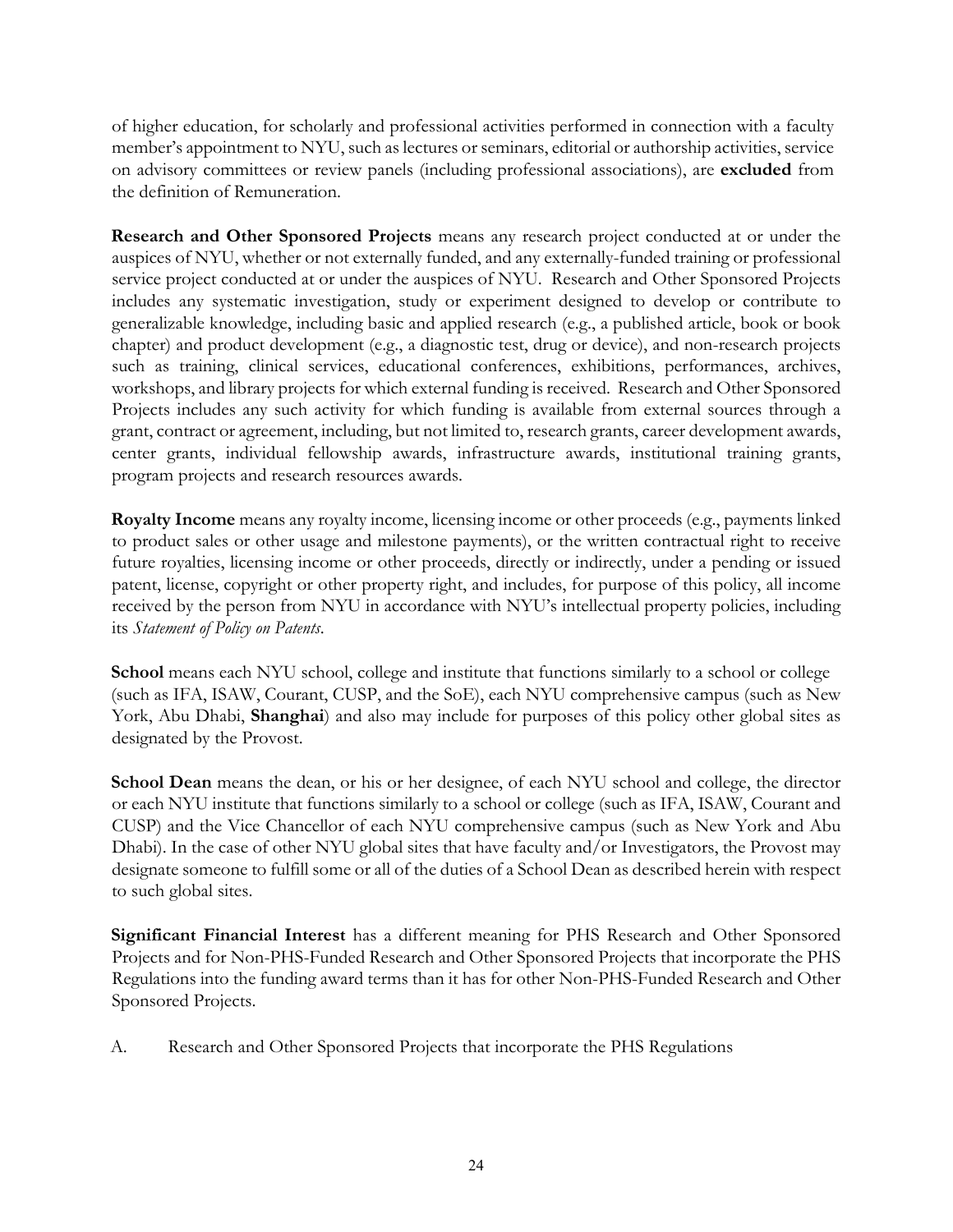of higher education, for scholarly and professional activities performed in connection with a faculty member's appointment to NYU, such as lectures or seminars, editorial or authorship activities, service on advisory committees or review panels (including professional associations), are **excluded** from the definition of Remuneration.

**Research and Other Sponsored Projects** means any research project conducted at or under the auspices of NYU, whether or not externally funded, and any externally-funded training or professional service project conducted at or under the auspices of NYU. Research and Other Sponsored Projects includes any systematic investigation, study or experiment designed to develop or contribute to generalizable knowledge, including basic and applied research (e.g., a published article, book or book chapter) and product development (e.g., a diagnostic test, drug or device), and non-research projects such as training, clinical services, educational conferences, exhibitions, performances, archives, workshops, and library projects for which external funding is received. Research and Other Sponsored Projects includes any such activity for which funding is available from external sources through a grant, contract or agreement, including, but not limited to, research grants, career development awards, center grants, individual fellowship awards, infrastructure awards, institutional training grants, program projects and research resources awards.

**Royalty Income** means any royalty income, licensing income or other proceeds (e.g., payments linked to product sales or other usage and milestone payments), or the written contractual right to receive future royalties, licensing income or other proceeds, directly or indirectly, under a pending or issued patent, license, copyright or other property right, and includes, for purpose of this policy, all income received by the person from NYU in accordance with NYU's intellectual property policies, including its *Statement of Policy on Patents*.

**School** means each NYU school, college and institute that functions similarly to a school or college (such as IFA, ISAW, Courant, CUSP, and the SoE), each NYU comprehensive campus (such as New York, Abu Dhabi, **Shanghai**) and also may include for purposes of this policy other global sites as designated by the Provost.

**School Dean** means the dean, or his or her designee, of each NYU school and college, the director or each NYU institute that functions similarly to a school or college (such as IFA, ISAW, Courant and CUSP) and the Vice Chancellor of each NYU comprehensive campus (such as New York and Abu Dhabi). In the case of other NYU global sites that have faculty and/or Investigators, the Provost may designate someone to fulfill some or all of the duties of a School Dean as described herein with respect to such global sites.

**Significant Financial Interest** has a different meaning for PHS Research and Other Sponsored Projects and for Non-PHS-Funded Research and Other Sponsored Projects that incorporate the PHS Regulations into the funding award terms than it has for other Non-PHS-Funded Research and Other Sponsored Projects.

A. Research and Other Sponsored Projects that incorporate the PHS Regulations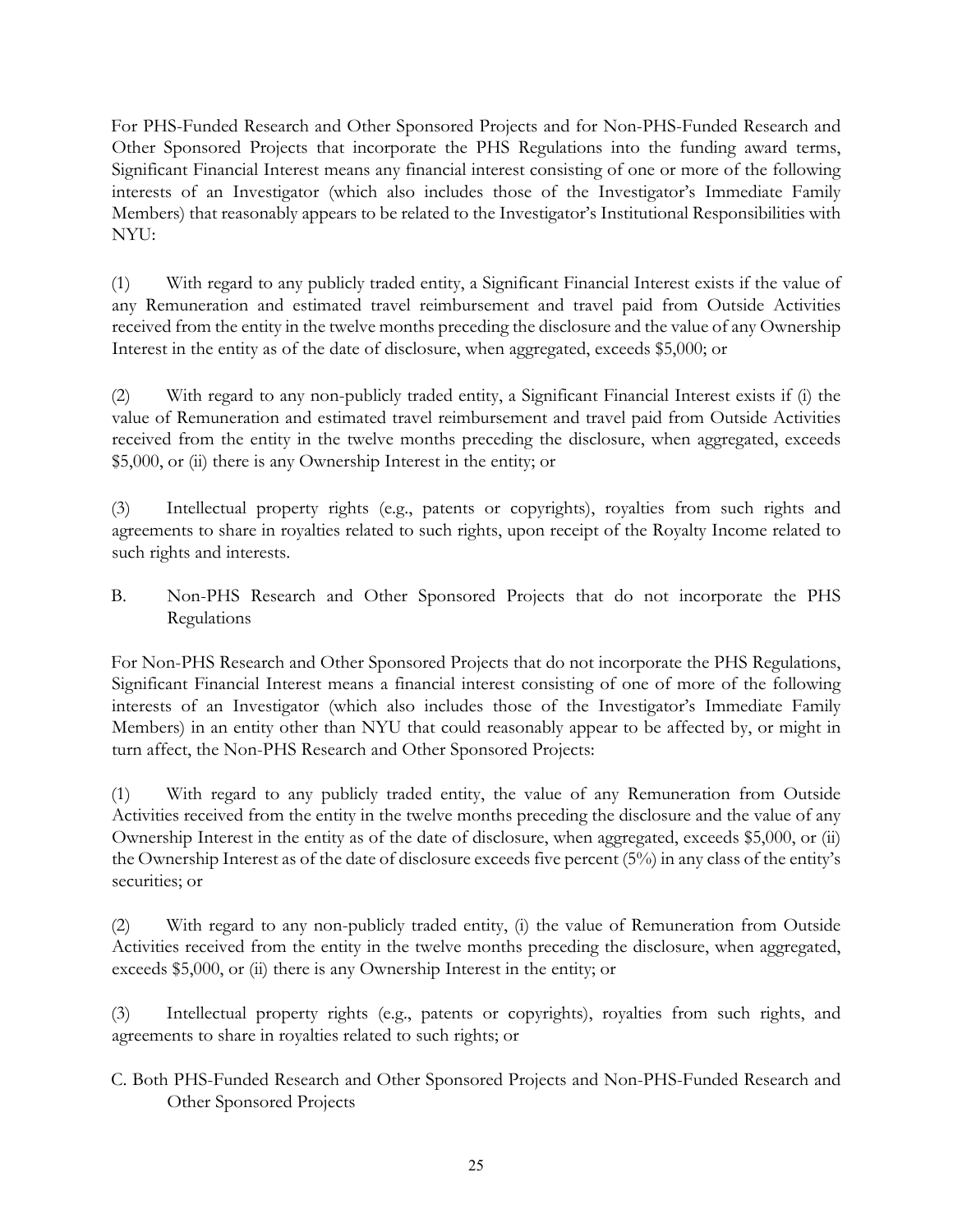For PHS-Funded Research and Other Sponsored Projects and for Non-PHS-Funded Research and Other Sponsored Projects that incorporate the PHS Regulations into the funding award terms, Significant Financial Interest means any financial interest consisting of one or more of the following interests of an Investigator (which also includes those of the Investigator's Immediate Family Members) that reasonably appears to be related to the Investigator's Institutional Responsibilities with NYU:

(1) With regard to any publicly traded entity, a Significant Financial Interest exists if the value of any Remuneration and estimated travel reimbursement and travel paid from Outside Activities received from the entity in the twelve months preceding the disclosure and the value of any Ownership Interest in the entity as of the date of disclosure, when aggregated, exceeds $5,000; or

(2) With regard to any non-publicly traded entity, a Significant Financial Interest exists if (i) the value of Remuneration and estimated travel reimbursement and travel paid from Outside Activities received from the entity in the twelve months preceding the disclosure, when aggregated, exceeds $5,000, or (ii) there is any Ownership Interest in the entity; or

(3) Intellectual property rights (e.g., patents or copyrights), royalties from such rights and agreements to share in royalties related to such rights, upon receipt of the Royalty Income related to such rights and interests.

B. Non-PHS Research and Other Sponsored Projects that do not incorporate the PHS Regulations

For Non-PHS Research and Other Sponsored Projects that do not incorporate the PHS Regulations, Significant Financial Interest means a financial interest consisting of one of more of the following interests of an Investigator (which also includes those of the Investigator's Immediate Family Members) in an entity other than NYU that could reasonably appear to be affected by, or might in turn affect, the Non-PHS Research and Other Sponsored Projects:

(1) With regard to any publicly traded entity, the value of any Remuneration from Outside Activities received from the entity in the twelve months preceding the disclosure and the value of any Ownership Interest in the entity as of the date of disclosure, when aggregated, exceeds $5,000, or (ii) the Ownership Interest as of the date of disclosure exceeds five percent (5%) in any class of the entity's securities; or

(2) With regard to any non-publicly traded entity, (i) the value of Remuneration from Outside Activities received from the entity in the twelve months preceding the disclosure, when aggregated, exceeds $5,000, or (ii) there is any Ownership Interest in the entity; or

(3) Intellectual property rights (e.g., patents or copyrights), royalties from such rights, and agreements to share in royalties related to such rights; or

C. Both PHS-Funded Research and Other Sponsored Projects and Non-PHS-Funded Research and Other Sponsored Projects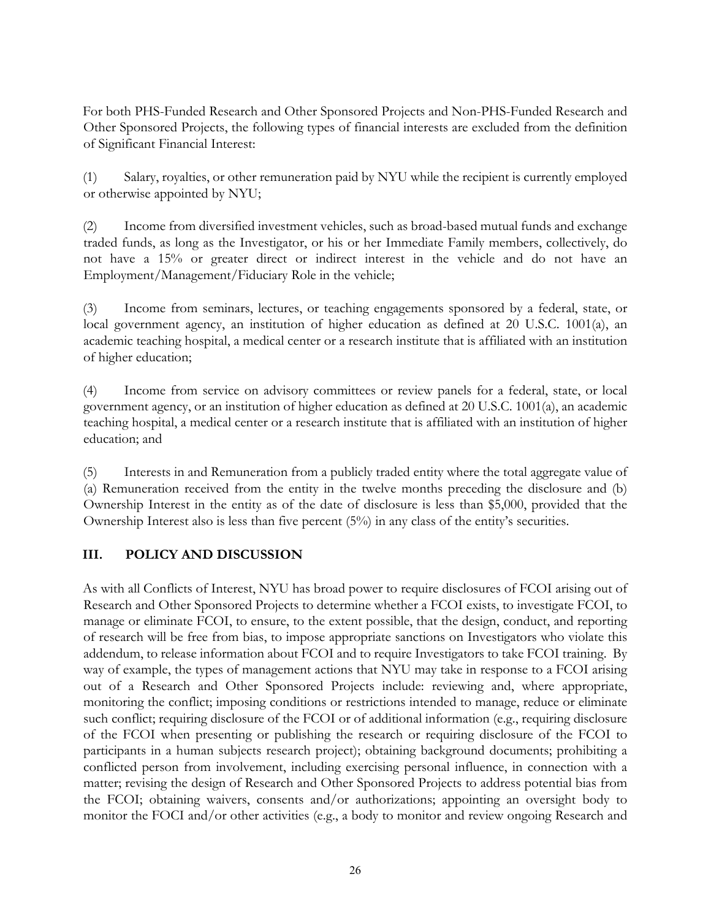For both PHS-Funded Research and Other Sponsored Projects and Non-PHS-Funded Research and Other Sponsored Projects, the following types of financial interests are excluded from the definition of Significant Financial Interest:

(1) Salary, royalties, or other remuneration paid by NYU while the recipient is currently employed or otherwise appointed by NYU;

(2) Income from diversified investment vehicles, such as broad-based mutual funds and exchange traded funds, as long as the Investigator, or his or her Immediate Family members, collectively, do not have a 15% or greater direct or indirect interest in the vehicle and do not have an Employment/Management/Fiduciary Role in the vehicle;

(3) Income from seminars, lectures, or teaching engagements sponsored by a federal, state, or local government agency, an institution of higher education as defined at 20 U.S.C. 1001(a), an academic teaching hospital, a medical center or a research institute that is affiliated with an institution of higher education;

(4) Income from service on advisory committees or review panels for a federal, state, or local government agency, or an institution of higher education as defined at 20 U.S.C. 1001(a), an academic teaching hospital, a medical center or a research institute that is affiliated with an institution of higher education; and

(5) Interests in and Remuneration from a publicly traded entity where the total aggregate value of (a) Remuneration received from the entity in the twelve months preceding the disclosure and (b) Ownership Interest in the entity as of the date of disclosure is less than $5,000, provided that the Ownership Interest also is less than five percent (5%) in any class of the entity's securities.

## III. POLICY AND DISCUSSION

As with all Conflicts of Interest, NYU has broad power to require disclosures of FCOI arising out of Research and Other Sponsored Projects to determine whether a FCOI exists, to investigate FCOI, to manage or eliminate FCOI, to ensure, to the extent possible, that the design, conduct, and reporting of research will be free from bias, to impose appropriate sanctions on Investigators who violate this addendum, to release information about FCOI and to require Investigators to take FCOI training. By way of example, the types of management actions that NYU may take in response to a FCOI arising out of a Research and Other Sponsored Projects include: reviewing and, where appropriate, monitoring the conflict; imposing conditions or restrictions intended to manage, reduce or eliminate such conflict; requiring disclosure of the FCOI or of additional information (e.g., requiring disclosure of the FCOI when presenting or publishing the research or requiring disclosure of the FCOI to participants in a human subjects research project); obtaining background documents; prohibiting a conflicted person from involvement, including exercising personal influence, in connection with a matter; revising the design of Research and Other Sponsored Projects to address potential bias from the FCOI; obtaining waivers, consents and/or authorizations; appointing an oversight body to monitor the FOCI and/or other activities (e.g., a body to monitor and review ongoing Research and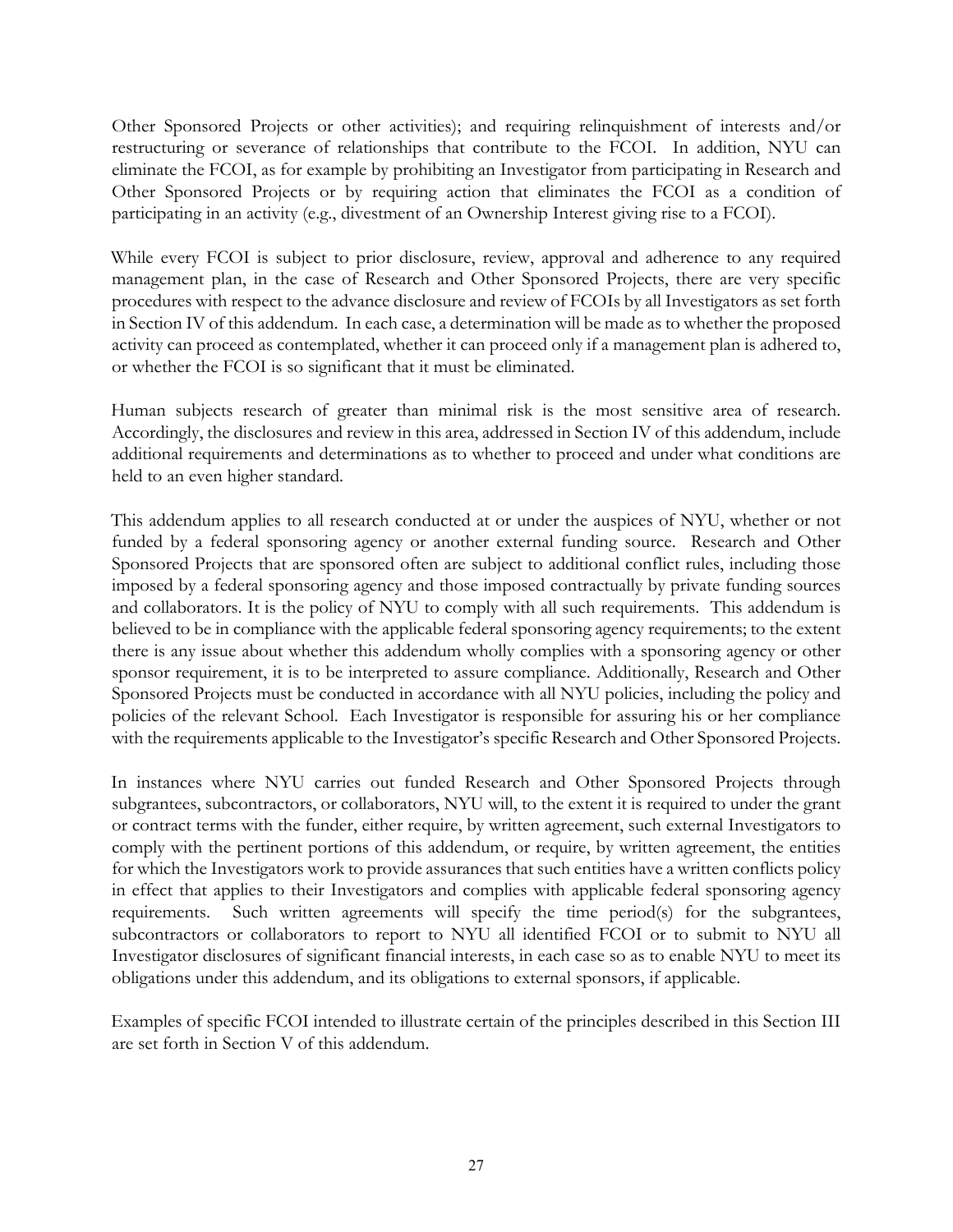Other Sponsored Projects or other activities); and requiring relinquishment of interests and/or restructuring or severance of relationships that contribute to the FCOI. In addition, NYU can eliminate the FCOI, as for example by prohibiting an Investigator from participating in Research and Other Sponsored Projects or by requiring action that eliminates the FCOI as a condition of participating in an activity (e.g., divestment of an Ownership Interest giving rise to a FCOI).

While every FCOI is subject to prior disclosure, review, approval and adherence to any required management plan, in the case of Research and Other Sponsored Projects, there are very specific procedures with respect to the advance disclosure and review of FCOIs by all Investigators as set forth in Section IV of this addendum. In each case, a determination will be made as to whether the proposed activity can proceed as contemplated, whether it can proceed only if a management plan is adhered to, or whether the FCOI is so significant that it must be eliminated.

Human subjects research of greater than minimal risk is the most sensitive area of research. Accordingly, the disclosures and review in this area, addressed in Section IV of this addendum, include additional requirements and determinations as to whether to proceed and under what conditions are held to an even higher standard.

This addendum applies to all research conducted at or under the auspices of NYU, whether or not funded by a federal sponsoring agency or another external funding source. Research and Other Sponsored Projects that are sponsored often are subject to additional conflict rules, including those imposed by a federal sponsoring agency and those imposed contractually by private funding sources and collaborators. It is the policy of NYU to comply with all such requirements. This addendum is believed to be in compliance with the applicable federal sponsoring agency requirements; to the extent there is any issue about whether this addendum wholly complies with a sponsoring agency or other sponsor requirement, it is to be interpreted to assure compliance. Additionally, Research and Other Sponsored Projects must be conducted in accordance with all NYU policies, including the policy and policies of the relevant School. Each Investigator is responsible for assuring his or her compliance with the requirements applicable to the Investigator's specific Research and Other Sponsored Projects.

In instances where NYU carries out funded Research and Other Sponsored Projects through subgrantees, subcontractors, or collaborators, NYU will, to the extent it is required to under the grant or contract terms with the funder, either require, by written agreement, such external Investigators to comply with the pertinent portions of this addendum, or require, by written agreement, the entities for which the Investigators work to provide assurances that such entities have a written conflicts policy in effect that applies to their Investigators and complies with applicable federal sponsoring agency requirements. Such written agreements will specify the time period(s) for the subgrantees, subcontractors or collaborators to report to NYU all identified FCOI or to submit to NYU all Investigator disclosures of significant financial interests, in each case so as to enable NYU to meet its obligations under this addendum, and its obligations to external sponsors, if applicable.

Examples of specific FCOI intended to illustrate certain of the principles described in this Section III are set forth in Section V of this addendum.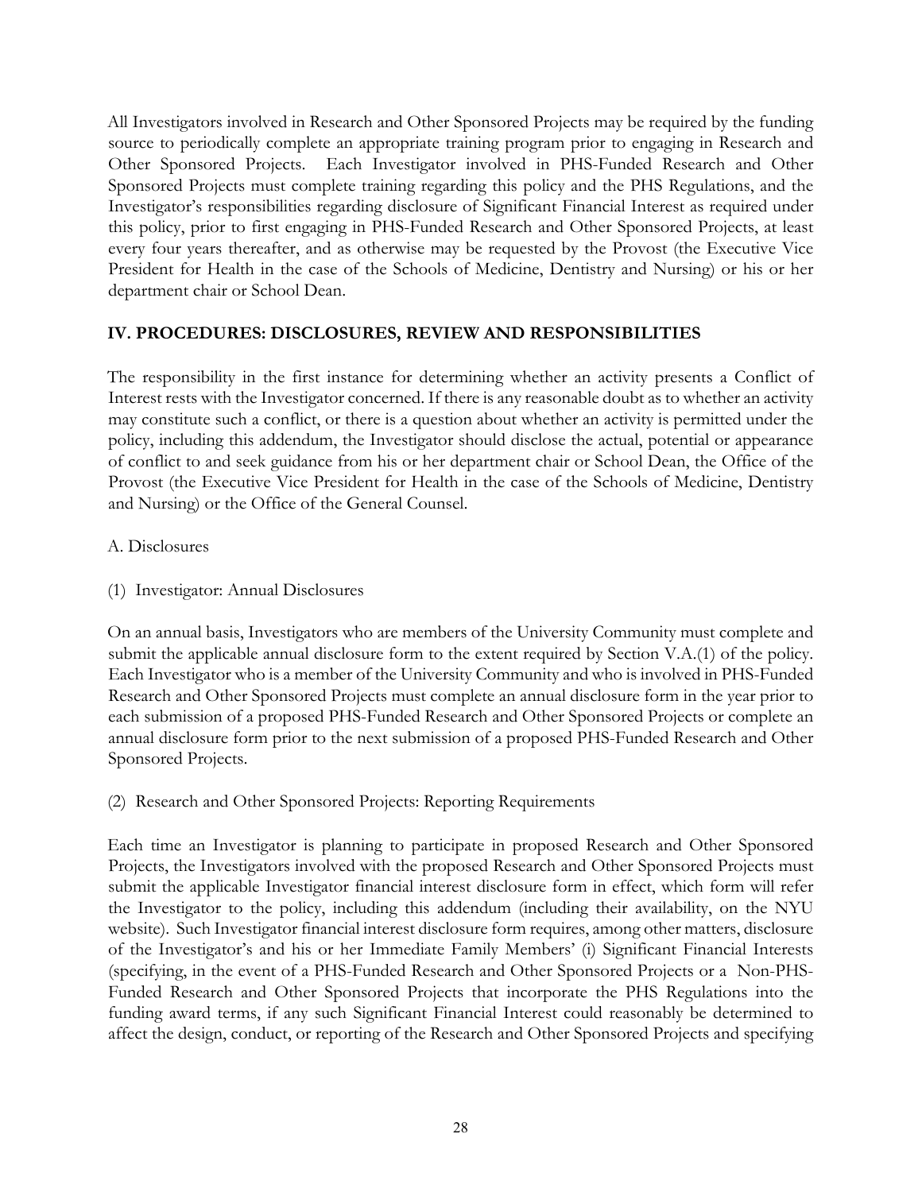All Investigators involved in Research and Other Sponsored Projects may be required by the funding source to periodically complete an appropriate training program prior to engaging in Research and Other Sponsored Projects. Each Investigator involved in PHS-Funded Research and Other Sponsored Projects must complete training regarding this policy and the PHS Regulations, and the Investigator's responsibilities regarding disclosure of Significant Financial Interest as required under this policy, prior to first engaging in PHS-Funded Research and Other Sponsored Projects, at least every four years thereafter, and as otherwise may be requested by the Provost (the Executive Vice President for Health in the case of the Schools of Medicine, Dentistry and Nursing) or his or her department chair or School Dean.

## IV. PROCEDURES: DISCLOSURES, REVIEW AND RESPONSIBILITIES

The responsibility in the first instance for determining whether an activity presents a Conflict of Interest rests with the Investigator concerned. If there is any reasonable doubt as to whether an activity may constitute such a conflict, or there is a question about whether an activity is permitted under the policy, including this addendum, the Investigator should disclose the actual, potential or appearance of conflict to and seek guidance from his or her department chair or School Dean, the Office of the Provost (the Executive Vice President for Health in the case of the Schools of Medicine, Dentistry and Nursing) or the Office of the General Counsel.

A. Disclosures

(1) Investigator: Annual Disclosures

On an annual basis, Investigators who are members of the University Community must complete and submit the applicable annual disclosure form to the extent required by Section V.A.(1) of the policy. Each Investigator who is a member of the University Community and who is involved in PHS-Funded Research and Other Sponsored Projects must complete an annual disclosure form in the year prior to each submission of a proposed PHS-Funded Research and Other Sponsored Projects or complete an annual disclosure form prior to the next submission of a proposed PHS-Funded Research and Other Sponsored Projects.

(2) Research and Other Sponsored Projects: Reporting Requirements

Each time an Investigator is planning to participate in proposed Research and Other Sponsored Projects, the Investigators involved with the proposed Research and Other Sponsored Projects must submit the applicable Investigator financial interest disclosure form in effect, which form will refer the Investigator to the policy, including this addendum (including their availability, on the NYU website). Such Investigator financial interest disclosure form requires, among other matters, disclosure of the Investigator's and his or her Immediate Family Members' (i) Significant Financial Interests (specifying, in the event of a PHS-Funded Research and Other Sponsored Projects or a Non-PHS-Funded Research and Other Sponsored Projects that incorporate the PHS Regulations into the funding award terms, if any such Significant Financial Interest could reasonably be determined to affect the design, conduct, or reporting of the Research and Other Sponsored Projects and specifying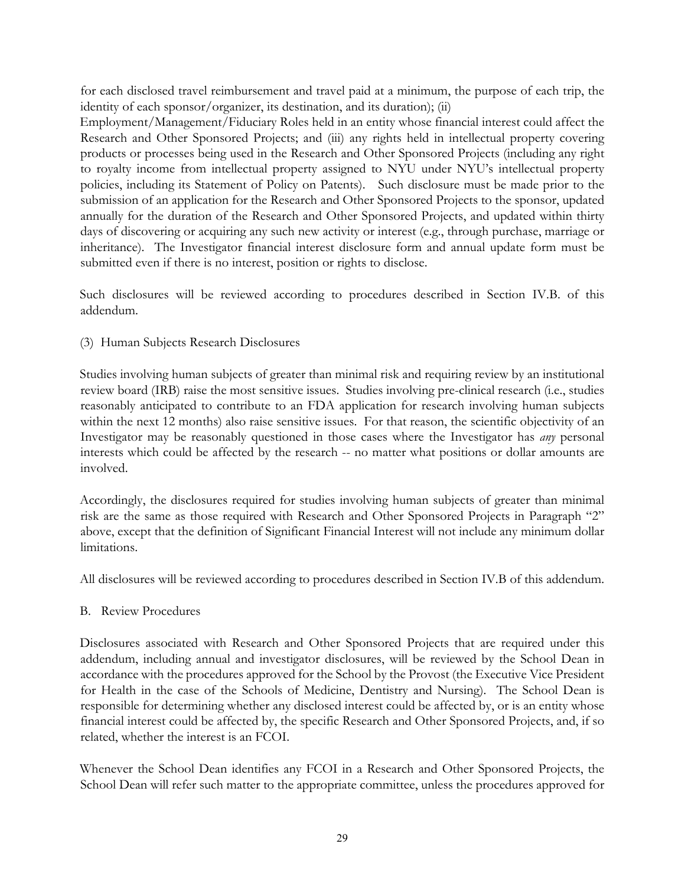for each disclosed travel reimbursement and travel paid at a minimum, the purpose of each trip, the identity of each sponsor/organizer, its destination, and its duration); (ii) Employment/Management/Fiduciary Roles held in an entity whose financial interest could affect the Research and Other Sponsored Projects; and (iii) any rights held in intellectual property covering products or processes being used in the Research and Other Sponsored Projects (including any right to royalty income from intellectual property assigned to NYU under NYU's intellectual property policies, including its Statement of Policy on Patents). Such disclosure must be made prior to the submission of an application for the Research and Other Sponsored Projects to the sponsor, updated annually for the duration of the Research and Other Sponsored Projects, and updated within thirty days of discovering or acquiring any such new activity or interest (e.g., through purchase, marriage or inheritance). The Investigator financial interest disclosure form and annual update form must be submitted even if there is no interest, position or rights to disclose.

Such disclosures will be reviewed according to procedures described in Section IV.B. of this addendum.

(3) Human Subjects Research Disclosures

Studies involving human subjects of greater than minimal risk and requiring review by an institutional review board (IRB) raise the most sensitive issues. Studies involving pre-clinical research (i.e., studies reasonably anticipated to contribute to an FDA application for research involving human subjects within the next 12 months) also raise sensitive issues. For that reason, the scientific objectivity of an Investigator may be reasonably questioned in those cases where the Investigator has *any* personal interests which could be affected by the research -- no matter what positions or dollar amounts are involved.

Accordingly, the disclosures required for studies involving human subjects of greater than minimal risk are the same as those required with Research and Other Sponsored Projects in Paragraph "2" above, except that the definition of Significant Financial Interest will not include any minimum dollar limitations.

All disclosures will be reviewed according to procedures described in Section IV.B of this addendum.

B. Review Procedures

Disclosures associated with Research and Other Sponsored Projects that are required under this addendum, including annual and investigator disclosures, will be reviewed by the School Dean in accordance with the procedures approved for the School by the Provost (the Executive Vice President for Health in the case of the Schools of Medicine, Dentistry and Nursing). The School Dean is responsible for determining whether any disclosed interest could be affected by, or is an entity whose financial interest could be affected by, the specific Research and Other Sponsored Projects, and, if so related, whether the interest is an FCOI.

Whenever the School Dean identifies any FCOI in a Research and Other Sponsored Projects, the School Dean will refer such matter to the appropriate committee, unless the procedures approved for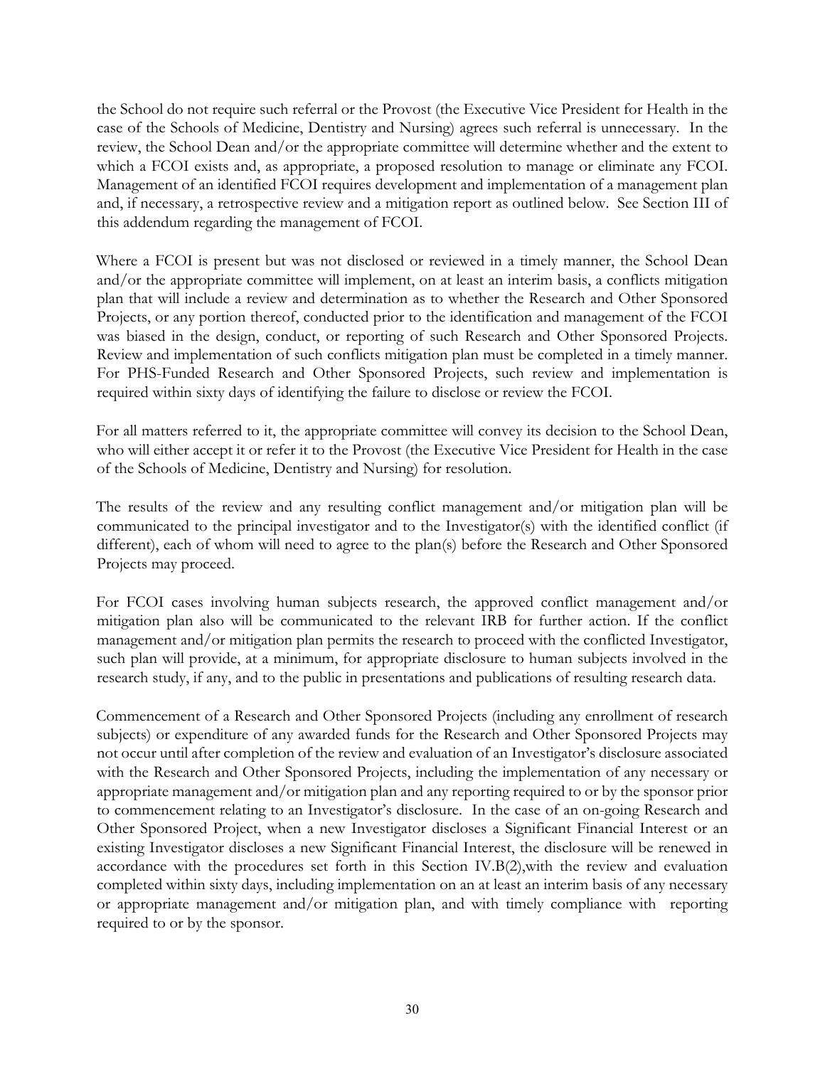the School do not require such referral or the Provost (the Executive Vice President for Health in the case of the Schools of Medicine, Dentistry and Nursing) agrees such referral is unnecessary. In the review, the School Dean and/or the appropriate committee will determine whether and the extent to which a FCOI exists and, as appropriate, a proposed resolution to manage or eliminate any FCOI. Management of an identified FCOI requires development and implementation of a management plan and, if necessary, a retrospective review and a mitigation report as outlined below. See Section III of this addendum regarding the management of FCOI.

Where a FCOI is present but was not disclosed or reviewed in a timely manner, the School Dean and/or the appropriate committee will implement, on at least an interim basis, a conflicts mitigation plan that will include a review and determination as to whether the Research and Other Sponsored Projects, or any portion thereof, conducted prior to the identification and management of the FCOI was biased in the design, conduct, or reporting of such Research and Other Sponsored Projects. Review and implementation of such conflicts mitigation plan must be completed in a timely manner. For PHS-Funded Research and Other Sponsored Projects, such review and implementation is required within sixty days of identifying the failure to disclose or review the FCOI.

For all matters referred to it, the appropriate committee will convey its decision to the School Dean, who will either accept it or refer it to the Provost (the Executive Vice President for Health in the case of the Schools of Medicine, Dentistry and Nursing) for resolution.

The results of the review and any resulting conflict management and/or mitigation plan will be communicated to the principal investigator and to the Investigator(s) with the identified conflict (if different), each of whom will need to agree to the plan(s) before the Research and Other Sponsored Projects may proceed.

For FCOI cases involving human subjects research, the approved conflict management and/or mitigation plan also will be communicated to the relevant IRB for further action. If the conflict management and/or mitigation plan permits the research to proceed with the conflicted Investigator, such plan will provide, at a minimum, for appropriate disclosure to human subjects involved in the research study, if any, and to the public in presentations and publications of resulting research data.

Commencement of a Research and Other Sponsored Projects (including any enrollment of research subjects) or expenditure of any awarded funds for the Research and Other Sponsored Projects may not occur until after completion of the review and evaluation of an Investigator's disclosure associated with the Research and Other Sponsored Projects, including the implementation of any necessary or appropriate management and/or mitigation plan and any reporting required to or by the sponsor prior to commencement relating to an Investigator's disclosure. In the case of an on-going Research and Other Sponsored Project, when a new Investigator discloses a Significant Financial Interest or an existing Investigator discloses a new Significant Financial Interest, the disclosure will be renewed in accordance with the procedures set forth in this Section IV.B(2),with the review and evaluation completed within sixty days, including implementation on an at least an interim basis of any necessary or appropriate management and/or mitigation plan, and with timely compliance with reporting required to or by the sponsor.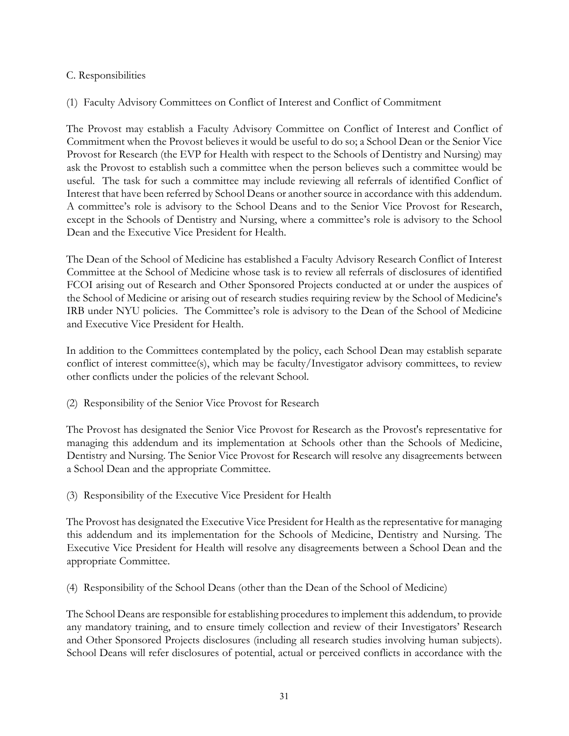C. Responsibilities

(1) Faculty Advisory Committees on Conflict of Interest and Conflict of Commitment

The Provost may establish a Faculty Advisory Committee on Conflict of Interest and Conflict of Commitment when the Provost believes it would be useful to do so; a School Dean or the Senior Vice Provost for Research (the EVP for Health with respect to the Schools of Dentistry and Nursing) may ask the Provost to establish such a committee when the person believes such a committee would be useful. The task for such a committee may include reviewing all referrals of identified Conflict of Interest that have been referred by School Deans or another source in accordance with this addendum. A committee's role is advisory to the School Deans and to the Senior Vice Provost for Research, except in the Schools of Dentistry and Nursing, where a committee's role is advisory to the School Dean and the Executive Vice President for Health.

The Dean of the School of Medicine has established a Faculty Advisory Research Conflict of Interest Committee at the School of Medicine whose task is to review all referrals of disclosures of identified FCOI arising out of Research and Other Sponsored Projects conducted at or under the auspices of the School of Medicine or arising out of research studies requiring review by the School of Medicine's IRB under NYU policies. The Committee's role is advisory to the Dean of the School of Medicine and Executive Vice President for Health.

In addition to the Committees contemplated by the policy, each School Dean may establish separate conflict of interest committee(s), which may be faculty/Investigator advisory committees, to review other conflicts under the policies of the relevant School.

(2) Responsibility of the Senior Vice Provost for Research

The Provost has designated the Senior Vice Provost for Research as the Provost's representative for managing this addendum and its implementation at Schools other than the Schools of Medicine, Dentistry and Nursing. The Senior Vice Provost for Research will resolve any disagreements between a School Dean and the appropriate Committee.

(3) Responsibility of the Executive Vice President for Health

The Provost has designated the Executive Vice President for Health as the representative for managing this addendum and its implementation for the Schools of Medicine, Dentistry and Nursing. The Executive Vice President for Health will resolve any disagreements between a School Dean and the appropriate Committee.

(4) Responsibility of the School Deans (other than the Dean of the School of Medicine)

The School Deans are responsible for establishing procedures to implement this addendum, to provide any mandatory training, and to ensure timely collection and review of their Investigators' Research and Other Sponsored Projects disclosures (including all research studies involving human subjects). School Deans will refer disclosures of potential, actual or perceived conflicts in accordance with the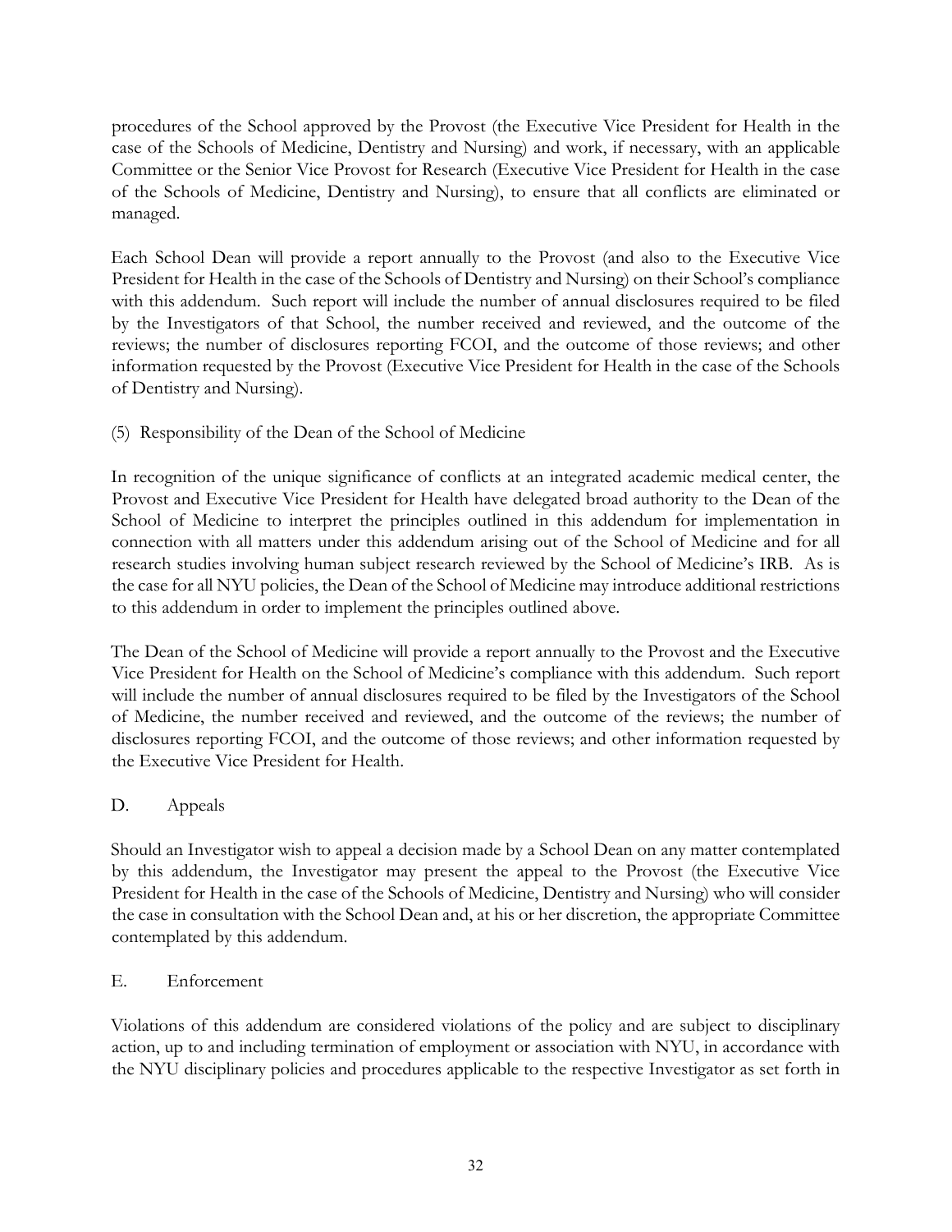procedures of the School approved by the Provost (the Executive Vice President for Health in the case of the Schools of Medicine, Dentistry and Nursing) and work, if necessary, with an applicable Committee or the Senior Vice Provost for Research (Executive Vice President for Health in the case of the Schools of Medicine, Dentistry and Nursing), to ensure that all conflicts are eliminated or managed.

Each School Dean will provide a report annually to the Provost (and also to the Executive Vice President for Health in the case of the Schools of Dentistry and Nursing) on their School's compliance with this addendum. Such report will include the number of annual disclosures required to be filed by the Investigators of that School, the number received and reviewed, and the outcome of the reviews; the number of disclosures reporting FCOI, and the outcome of those reviews; and other information requested by the Provost (Executive Vice President for Health in the case of the Schools of Dentistry and Nursing).

(5) Responsibility of the Dean of the School of Medicine

In recognition of the unique significance of conflicts at an integrated academic medical center, the Provost and Executive Vice President for Health have delegated broad authority to the Dean of the School of Medicine to interpret the principles outlined in this addendum for implementation in connection with all matters under this addendum arising out of the School of Medicine and for all research studies involving human subject research reviewed by the School of Medicine's IRB. As is the case for all NYU policies, the Dean of the School of Medicine may introduce additional restrictions to this addendum in order to implement the principles outlined above.

The Dean of the School of Medicine will provide a report annually to the Provost and the Executive Vice President for Health on the School of Medicine's compliance with this addendum. Such report will include the number of annual disclosures required to be filed by the Investigators of the School of Medicine, the number received and reviewed, and the outcome of the reviews; the number of disclosures reporting FCOI, and the outcome of those reviews; and other information requested by the Executive Vice President for Health.

D. Appeals

Should an Investigator wish to appeal a decision made by a School Dean on any matter contemplated by this addendum, the Investigator may present the appeal to the Provost (the Executive Vice President for Health in the case of the Schools of Medicine, Dentistry and Nursing) who will consider the case in consultation with the School Dean and, at his or her discretion, the appropriate Committee contemplated by this addendum.

E. Enforcement

Violations of this addendum are considered violations of the policy and are subject to disciplinary action, up to and including termination of employment or association with NYU, in accordance with the NYU disciplinary policies and procedures applicable to the respective Investigator as set forth in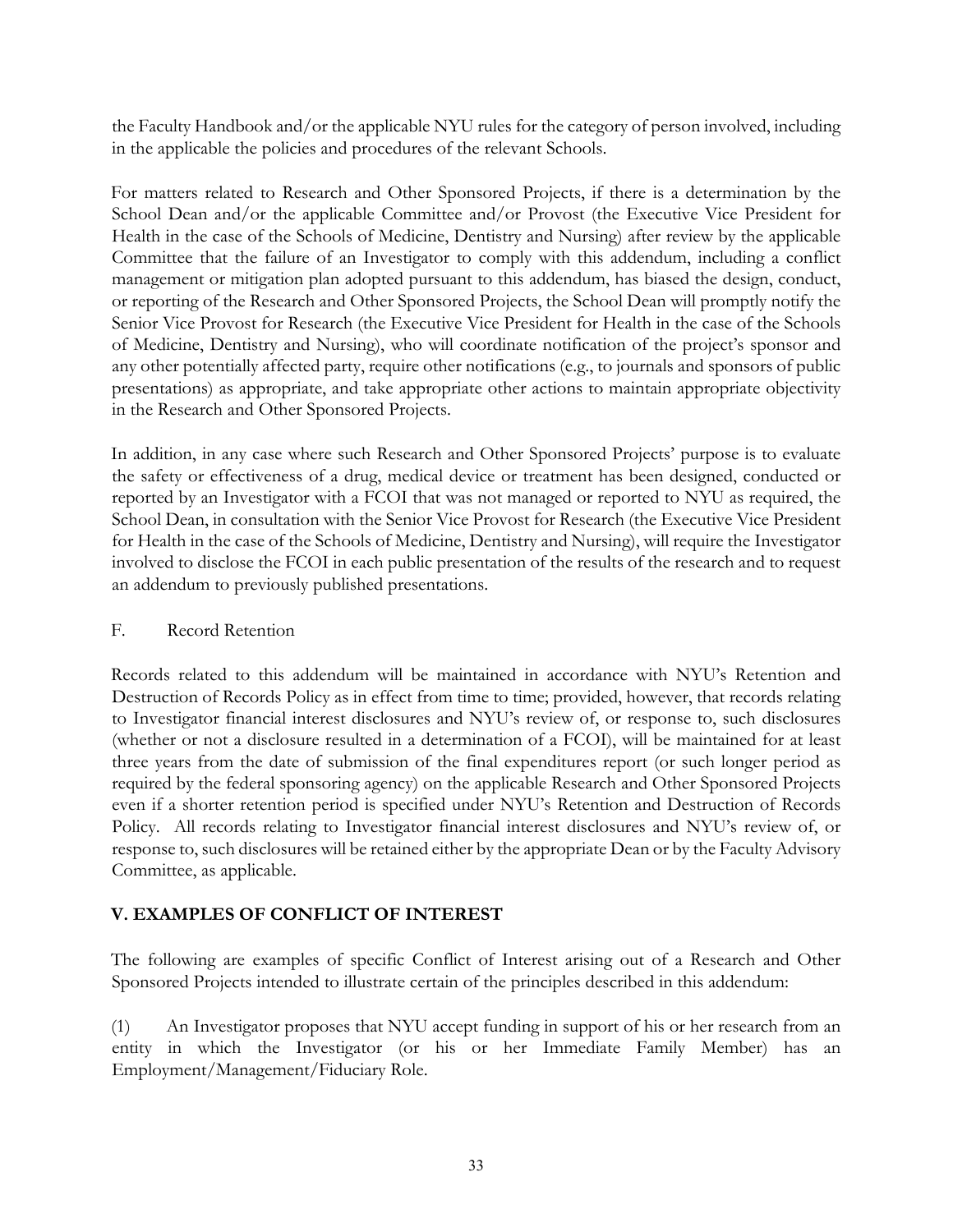the Faculty Handbook and/or the applicable NYU rules for the category of person involved, including in the applicable the policies and procedures of the relevant Schools.

For matters related to Research and Other Sponsored Projects, if there is a determination by the School Dean and/or the applicable Committee and/or Provost (the Executive Vice President for Health in the case of the Schools of Medicine, Dentistry and Nursing) after review by the applicable Committee that the failure of an Investigator to comply with this addendum, including a conflict management or mitigation plan adopted pursuant to this addendum, has biased the design, conduct, or reporting of the Research and Other Sponsored Projects, the School Dean will promptly notify the Senior Vice Provost for Research (the Executive Vice President for Health in the case of the Schools of Medicine, Dentistry and Nursing), who will coordinate notification of the project's sponsor and any other potentially affected party, require other notifications (e.g., to journals and sponsors of public presentations) as appropriate, and take appropriate other actions to maintain appropriate objectivity in the Research and Other Sponsored Projects.

In addition, in any case where such Research and Other Sponsored Projects' purpose is to evaluate the safety or effectiveness of a drug, medical device or treatment has been designed, conducted or reported by an Investigator with a FCOI that was not managed or reported to NYU as required, the School Dean, in consultation with the Senior Vice Provost for Research (the Executive Vice President for Health in the case of the Schools of Medicine, Dentistry and Nursing), will require the Investigator involved to disclose the FCOI in each public presentation of the results of the research and to request an addendum to previously published presentations.

F. Record Retention

Records related to this addendum will be maintained in accordance with NYU's Retention and Destruction of Records Policy as in effect from time to time; provided, however, that records relating to Investigator financial interest disclosures and NYU's review of, or response to, such disclosures (whether or not a disclosure resulted in a determination of a FCOI), will be maintained for at least three years from the date of submission of the final expenditures report (or such longer period as required by the federal sponsoring agency) on the applicable Research and Other Sponsored Projects even if a shorter retention period is specified under NYU's Retention and Destruction of Records Policy. All records relating to Investigator financial interest disclosures and NYU's review of, or response to, such disclosures will be retained either by the appropriate Dean or by the Faculty Advisory Committee, as applicable.

## V. EXAMPLES OF CONFLICT OF INTEREST

The following are examples of specific Conflict of Interest arising out of a Research and Other Sponsored Projects intended to illustrate certain of the principles described in this addendum:

(1) An Investigator proposes that NYU accept funding in support of his or her research from an entity in which the Investigator (or his or her Immediate Family Member) has an Employment/Management/Fiduciary Role.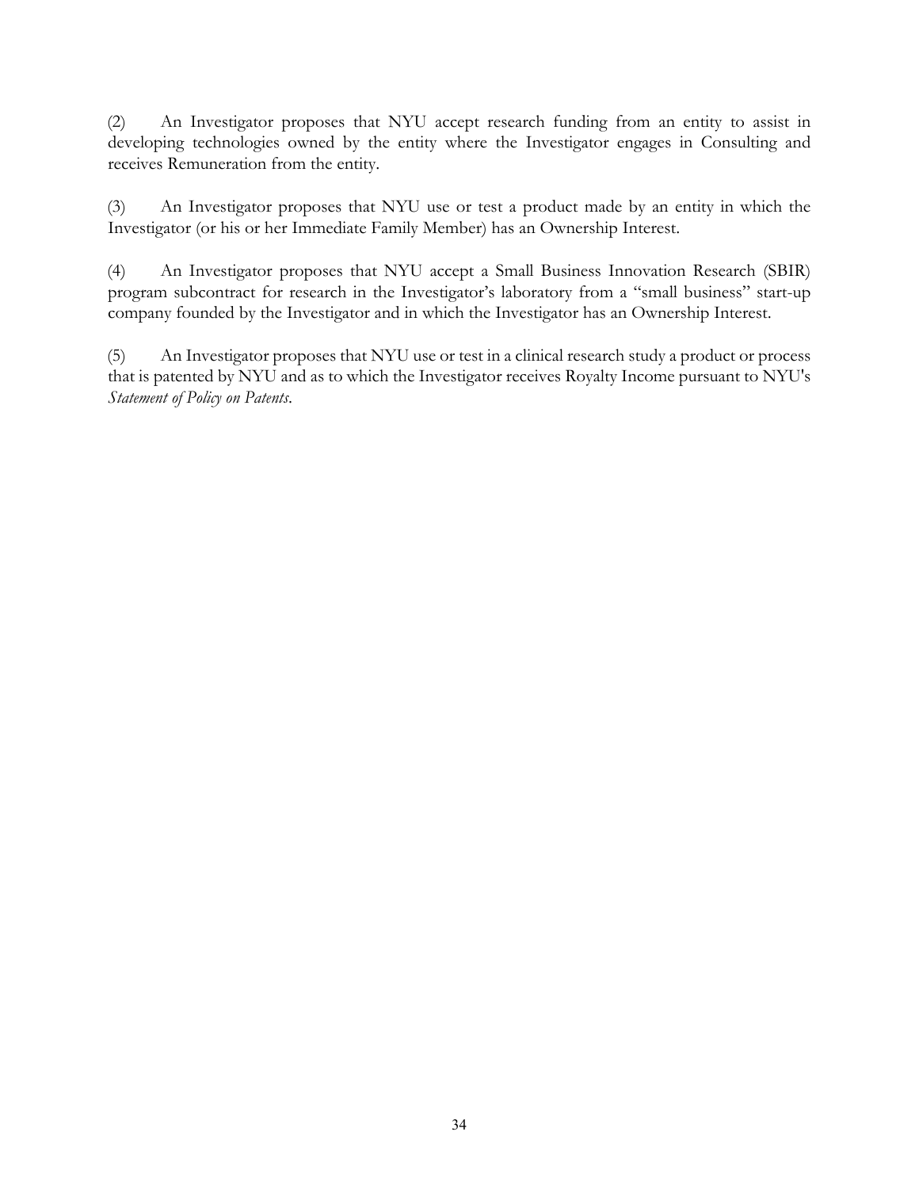(2) An Investigator proposes that NYU accept research funding from an entity to assist in developing technologies owned by the entity where the Investigator engages in Consulting and receives Remuneration from the entity.

(3) An Investigator proposes that NYU use or test a product made by an entity in which the Investigator (or his or her Immediate Family Member) has an Ownership Interest.

(4) An Investigator proposes that NYU accept a Small Business Innovation Research (SBIR) program subcontract for research in the Investigator's laboratory from a "small business" start-up company founded by the Investigator and in which the Investigator has an Ownership Interest.

(5) An Investigator proposes that NYU use or test in a clinical research study a product or process that is patented by NYU and as to which the Investigator receives Royalty Income pursuant to NYU's *Statement of Policy on Patents*.